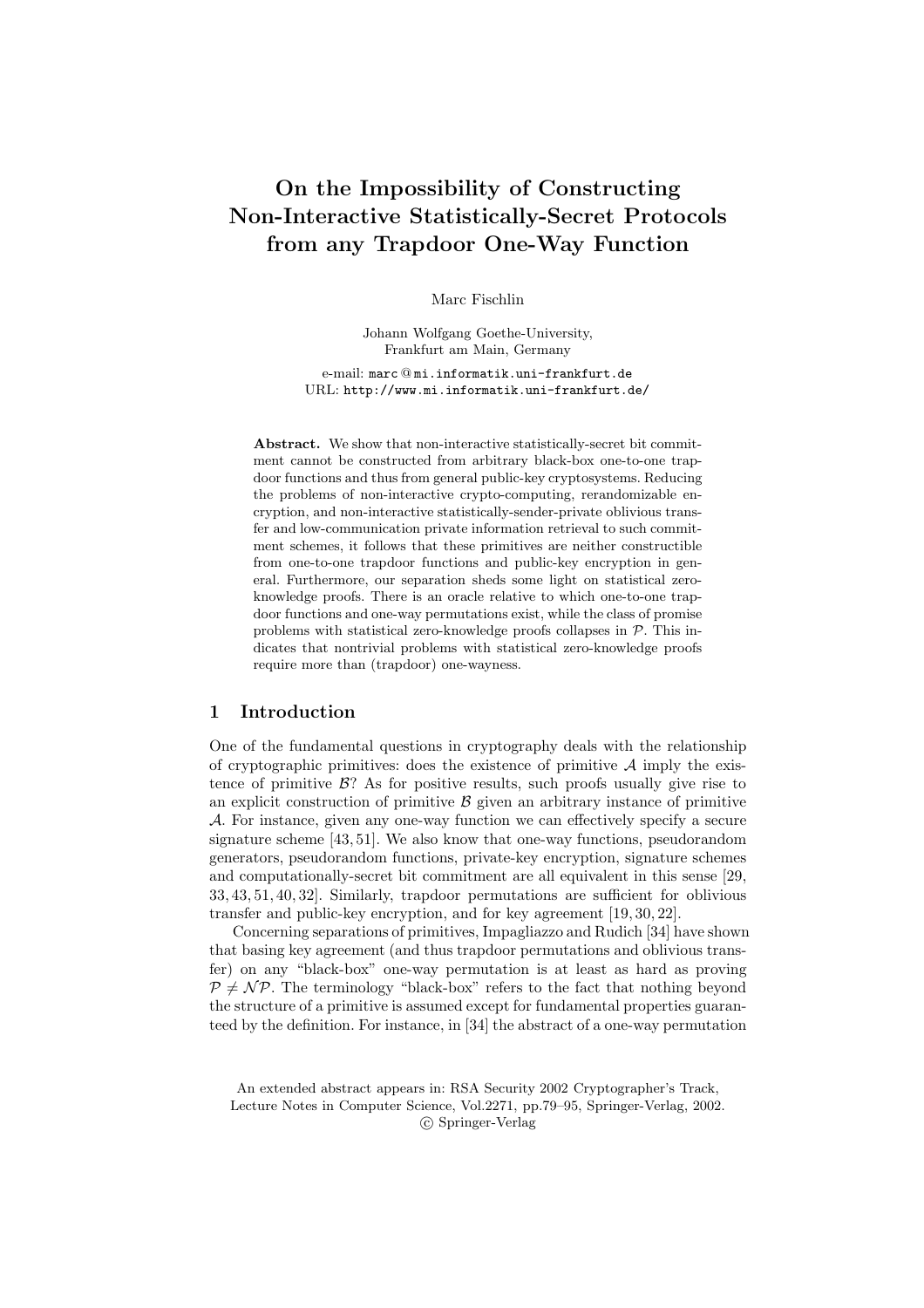# On the Impossibility of Constructing Non-Interactive Statistically-Secret Protocols from any Trapdoor One-Way Function

Marc Fischlin

Johann Wolfgang Goethe-University,
Frankfurt am Main, Germany

e-mail: marc @ mi.informatik.uni-frankfurt.de
URL: http://www.mi.informatik.uni-frankfurt.de/

**Abstract.** We show that non-interactive statistically-secret bit commitment cannot be constructed from arbitrary black-box one-to-one trapdoor functions and thus from general public-key cryptosystems. Reducing the problems of non-interactive crypto-computing, rerandomizable encryption, and non-interactive statistically-sender-private oblivious transfer and low-communication private information retrieval to such commitment schemes, it follows that these primitives are neither constructible from one-to-one trapdoor functions and public-key encryption in general. Furthermore, our separation sheds some light on statistical zero-knowledge proofs. There is an oracle relative to which one-to-one trapdoor functions and one-way permutations exist, while the class of promise problems with statistical zero-knowledge proofs collapses in $\mathcal{P}$. This indicates that nontrivial problems with statistical zero-knowledge proofs require more than (trapdoor) one-wayness.

## 1 Introduction

One of the fundamental questions in cryptography deals with the relationship of cryptographic primitives: does the existence of primitive $\mathcal{A}$ imply the existence of primitive $\mathcal{B}$? As for positive results, such proofs usually give rise to an explicit construction of primitive $\mathcal{B}$ given an arbitrary instance of primitive $\mathcal{A}$. For instance, given any one-way function we can effectively specify a secure signature scheme [43, 51]. We also know that one-way functions, pseudorandom generators, pseudorandom functions, private-key encryption, signature schemes and computationally-secret bit commitment are all equivalent in this sense [29, 33, 43, 51, 40, 32]. Similarly, trapdoor permutations are sufficient for oblivious transfer and public-key encryption, and for key agreement [19, 30, 22].

Concerning separations of primitives, Impagliazzo and Rudich [34] have shown that basing key agreement (and thus trapdoor permutations and oblivious transfer) on any "black-box" one-way permutation is at least as hard as proving $\mathcal{P} \neq \mathcal{NP}$. The terminology "black-box" refers to the fact that nothing beyond the structure of a primitive is assumed except for fundamental properties guaranteed by the definition. For instance, in [34] the abstract of a one-way permutation

An extended abstract appears in: RSA Security 2002 Cryptographer's Track,
Lecture Notes in Computer Science, Vol.2271, pp.79–95, Springer-Verlag, 2002.
© Springer-Verlag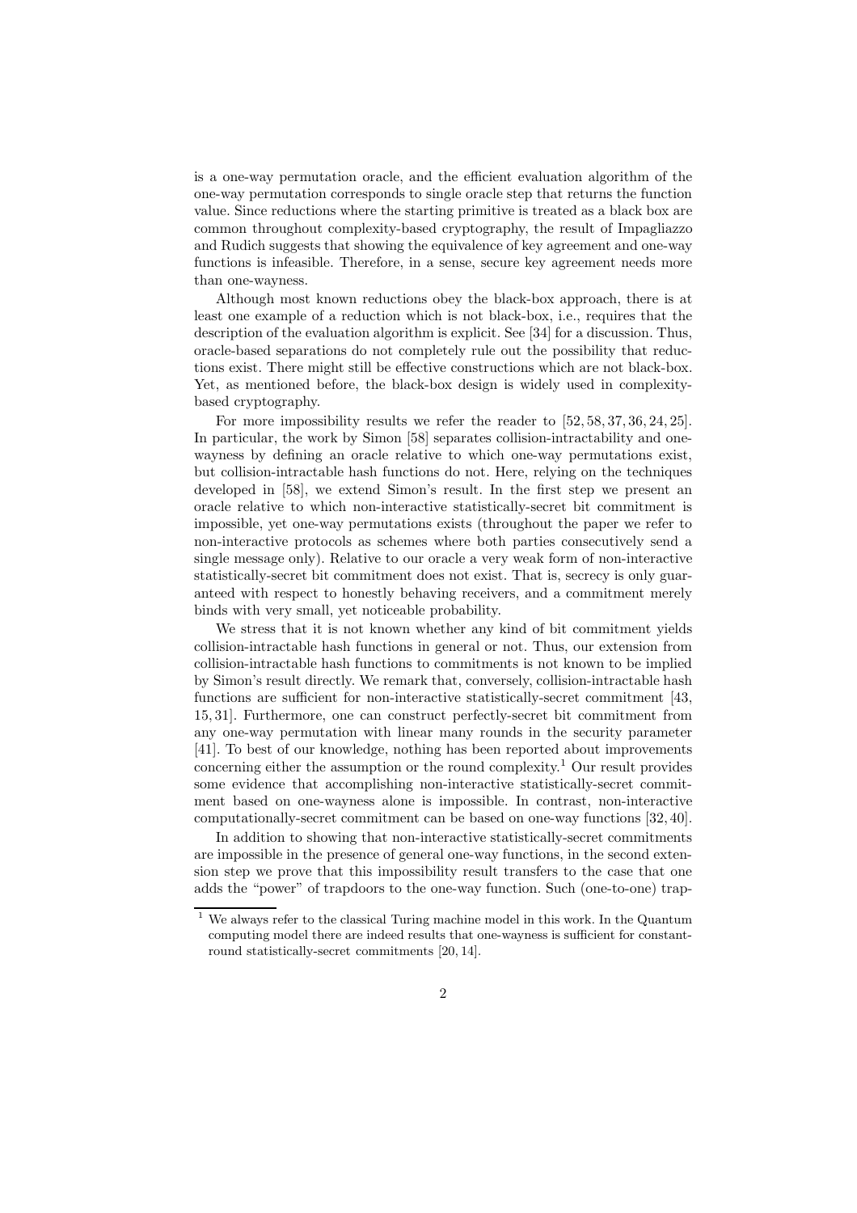is a one-way permutation oracle, and the efficient evaluation algorithm of the one-way permutation corresponds to single oracle step that returns the function value. Since reductions where the starting primitive is treated as a black box are common throughout complexity-based cryptography, the result of Impagliazzo and Rudich suggests that showing the equivalence of key agreement and one-way functions is infeasible. Therefore, in a sense, secure key agreement needs more than one-wayness.

Although most known reductions obey the black-box approach, there is at least one example of a reduction which is not black-box, i.e., requires that the description of the evaluation algorithm is explicit. See [34] for a discussion. Thus, oracle-based separations do not completely rule out the possibility that reductions exist. There might still be effective constructions which are not black-box. Yet, as mentioned before, the black-box design is widely used in complexity-based cryptography.

For more impossibility results we refer the reader to [52, 58, 37, 36, 24, 25]. In particular, the work by Simon [58] separates collision-intractability and one-wayness by defining an oracle relative to which one-way permutations exist, but collision-intractable hash functions do not. Here, relying on the techniques developed in [58], we extend Simon's result. In the first step we present an oracle relative to which non-interactive statistically-secret bit commitment is impossible, yet one-way permutations exists (throughout the paper we refer to non-interactive protocols as schemes where both parties consecutively send a single message only). Relative to our oracle a very weak form of non-interactive statistically-secret bit commitment does not exist. That is, secrecy is only guaranteed with respect to honestly behaving receivers, and a commitment merely binds with very small, yet noticeable probability.

We stress that it is not known whether any kind of bit commitment yields collision-intractable hash functions in general or not. Thus, our extension from collision-intractable hash functions to commitments is not known to be implied by Simon's result directly. We remark that, conversely, collision-intractable hash functions are sufficient for non-interactive statistically-secret commitment [43, 15, 31]. Furthermore, one can construct perfectly-secret bit commitment from any one-way permutation with linear many rounds in the security parameter [41]. To best of our knowledge, nothing has been reported about improvements concerning either the assumption or the round complexity.[1] Our result provides some evidence that accomplishing non-interactive statistically-secret commitment based on one-wayness alone is impossible. In contrast, non-interactive computationally-secret commitment can be based on one-way functions [32, 40].

In addition to showing that non-interactive statistically-secret commitments are impossible in the presence of general one-way functions, in the second extension step we prove that this impossibility result transfers to the case that one adds the "power" of trapdoors to the one-way function. Such (one-to-one) trap-

[1] We always refer to the classical Turing machine model in this work. In the Quantum computing model there are indeed results that one-wayness is sufficient for constant-round statistically-secret commitments [20, 14].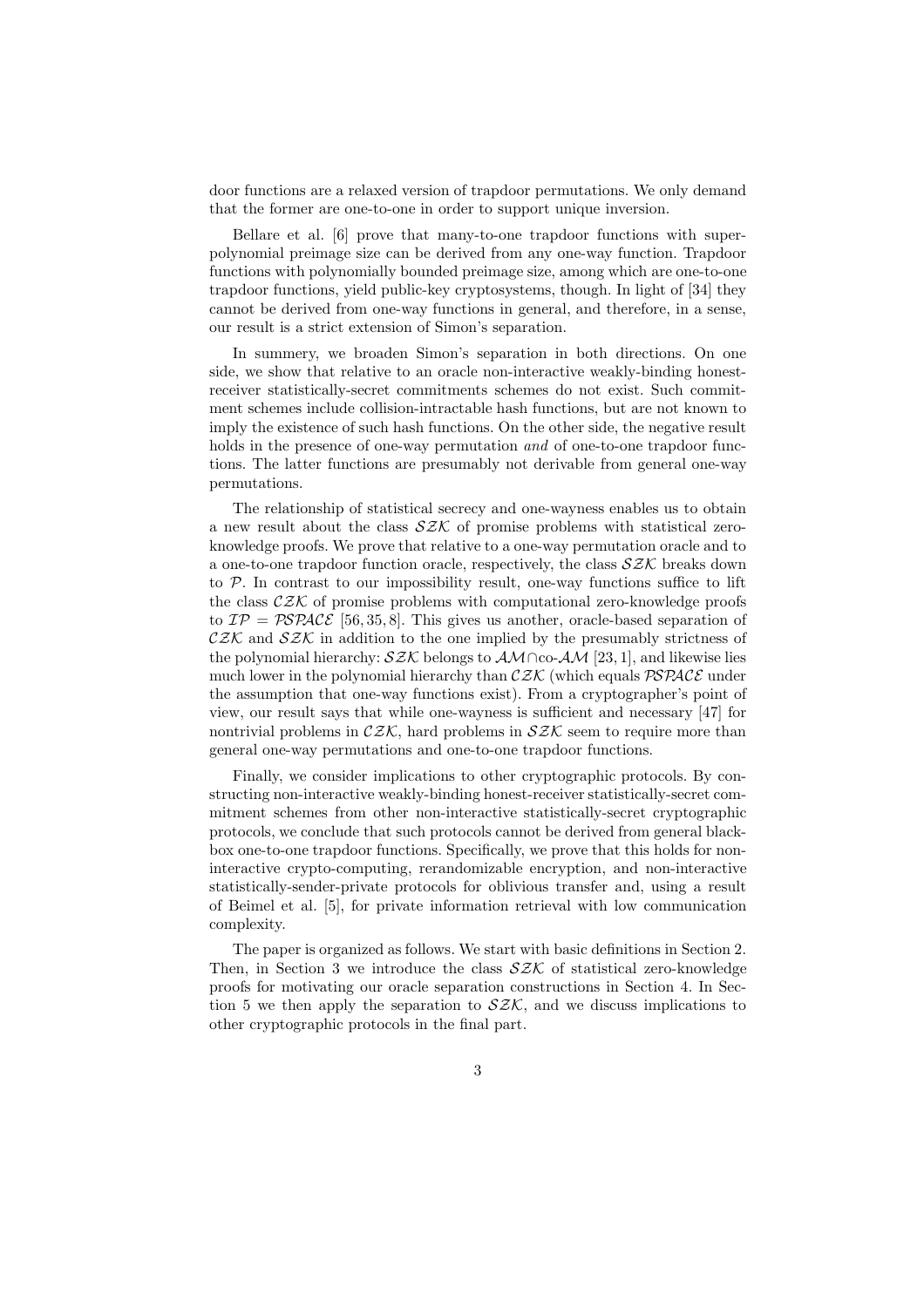door functions are a relaxed version of trapdoor permutations. We only demand that the former are one-to-one in order to support unique inversion.

Bellare et al. [6] prove that many-to-one trapdoor functions with superpolynomial preimage size can be derived from any one-way function. Trapdoor functions with polynomially bounded preimage size, among which are one-to-one trapdoor functions, yield public-key cryptosystems, though. In light of [34] they cannot be derived from one-way functions in general, and therefore, in a sense, our result is a strict extension of Simon's separation.

In summery, we broaden Simon's separation in both directions. On one side, we show that relative to an oracle non-interactive weakly-binding honest-receiver statistically-secret commitments schemes do not exist. Such commitment schemes include collision-intractable hash functions, but are not known to imply the existence of such hash functions. On the other side, the negative result holds in the presence of one-way permutation *and* of one-to-one trapdoor functions. The latter functions are presumably not derivable from general one-way permutations.

The relationship of statistical secrecy and one-wayness enables us to obtain a new result about the class $\mathcal{SZK}$ of promise problems with statistical zero-knowledge proofs. We prove that relative to a one-way permutation oracle and to a one-to-one trapdoor function oracle, respectively, the class $\mathcal{SZK}$ breaks down to $\mathcal{P}$. In contrast to our impossibility result, one-way functions suffice to lift the class $\mathcal{CZK}$ of promise problems with computational zero-knowledge proofs to $\mathcal{IP} = \mathcal{PSPACE}$ [56, 35, 8]. This gives us another, oracle-based separation of $\mathcal{CZK}$ and $\mathcal{SZK}$ in addition to the one implied by the presumably strictness of the polynomial hierarchy: $\mathcal{SZK}$ belongs to $\mathcal{AM}\cap$co-$\mathcal{AM}$ [23, 1], and likewise lies much lower in the polynomial hierarchy than $\mathcal{CZK}$ (which equals $\mathcal{PSPACE}$ under the assumption that one-way functions exist). From a cryptographer's point of view, our result says that while one-wayness is sufficient and necessary [47] for nontrivial problems in $\mathcal{CZK}$, hard problems in $\mathcal{SZK}$ seem to require more than general one-way permutations and one-to-one trapdoor functions.

Finally, we consider implications to other cryptographic protocols. By constructing non-interactive weakly-binding honest-receiver statistically-secret commitment schemes from other non-interactive statistically-secret cryptographic protocols, we conclude that such protocols cannot be derived from general black-box one-to-one trapdoor functions. Specifically, we prove that this holds for non-interactive crypto-computing, rerandomizable encryption, and non-interactive statistically-sender-private protocols for oblivious transfer and, using a result of Beimel et al. [5], for private information retrieval with low communication complexity.

The paper is organized as follows. We start with basic definitions in Section 2. Then, in Section 3 we introduce the class $\mathcal{SZK}$ of statistical zero-knowledge proofs for motivating our oracle separation constructions in Section 4. In Section 5 we then apply the separation to $\mathcal{SZK}$, and we discuss implications to other cryptographic protocols in the final part.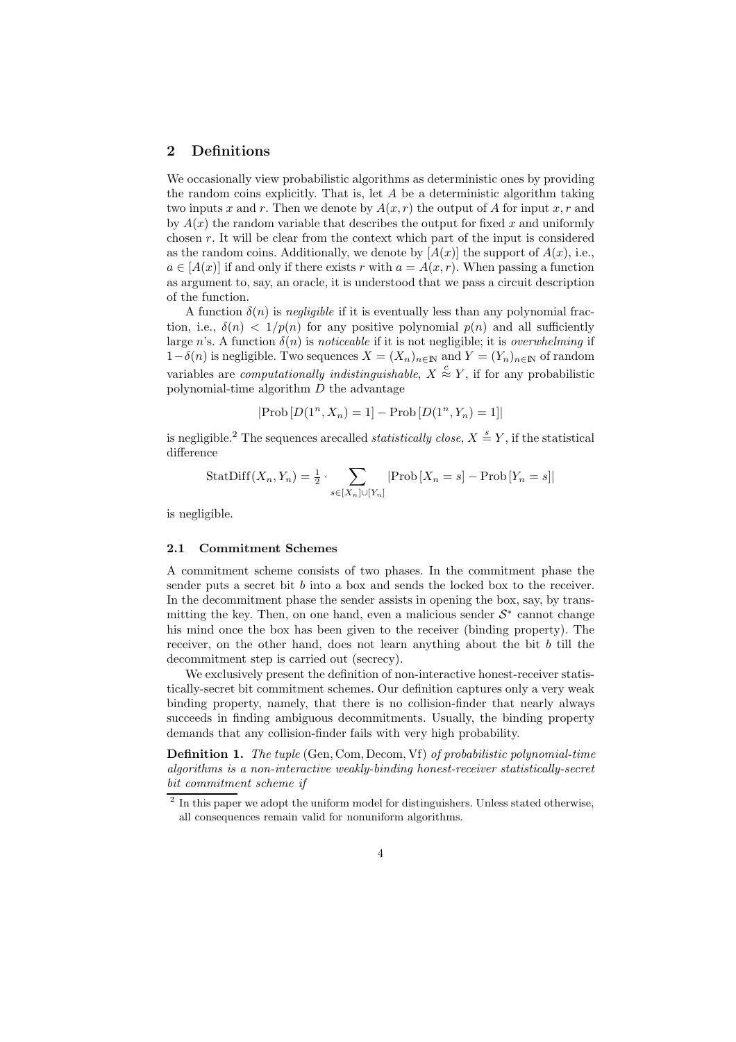## 2 Definitions

We occasionally view probabilistic algorithms as deterministic ones by providing the random coins explicitly. That is, let $A$ be a deterministic algorithm taking two inputs $x$ and $r$. Then we denote by $A(x, r)$ the output of $A$ for input $x, r$ and by $A(x)$ the random variable that describes the output for fixed $x$ and uniformly chosen $r$. It will be clear from the context which part of the input is considered as the random coins. Additionally, we denote by $[A(x)]$ the support of $A(x)$, i.e., $a \in [A(x)]$ if and only if there exists $r$ with $a = A(x, r)$. When passing a function as argument to, say, an oracle, it is understood that we pass a circuit description of the function.

A function $\delta(n)$ is *negligible* if it is eventually less than any polynomial fraction, i.e., $\delta(n) < 1/p(n)$ for any positive polynomial $p(n)$ and all sufficiently large $n$'s. A function $\delta(n)$ is *noticeable* if it is not negligible; it is *overwhelming* if $1-\delta(n)$ is negligible. Two sequences $X = (X_n)_{n \in \mathbb{N}}$ and $Y = (Y_n)_{n \in \mathbb{N}}$ of random variables are *computationally indistinguishable*, $X \overset{c}{\approx} Y$, if for any probabilistic polynomial-time algorithm $D$ the advantage

$$|\text{Prob}\left[D(1^n, X_n) = 1\right] - \text{Prob}\left[D(1^n, Y_n) = 1\right]|$$

is negligible.[2] The sequences arecalled *statistically close*, $X \overset{s}{=} Y$, if the statistical difference

$$\text{StatDiff}(X_n, Y_n) = \tfrac{1}{2} \cdot \sum_{s \in [X_n] \cup [Y_n]} |\text{Prob}\left[X_n = s\right] - \text{Prob}\left[Y_n = s\right]|$$

is negligible.

### 2.1 Commitment Schemes

A commitment scheme consists of two phases. In the commitment phase the sender puts a secret bit $b$ into a box and sends the locked box to the receiver. In the decommitment phase the sender assists in opening the box, say, by transmitting the key. Then, on one hand, even a malicious sender $\mathcal{S}^*$ cannot change his mind once the box has been given to the receiver (binding property). The receiver, on the other hand, does not learn anything about the bit $b$ till the decommitment step is carried out (secrecy).

We exclusively present the definition of non-interactive honest-receiver statistically-secret bit commitment schemes. Our definition captures only a very weak binding property, namely, that there is no collision-finder that nearly always succeeds in finding ambiguous decommitments. Usually, the binding property demands that any collision-finder fails with very high probability.

**Definition 1.** *The tuple* (Gen, Com, Decom, Vf) *of probabilistic polynomial-time algorithms is a non-interactive weakly-binding honest-receiver statistically-secret bit commitment scheme if*

[2] In this paper we adopt the uniform model for distinguishers. Unless stated otherwise, all consequences remain valid for nonuniform algorithms.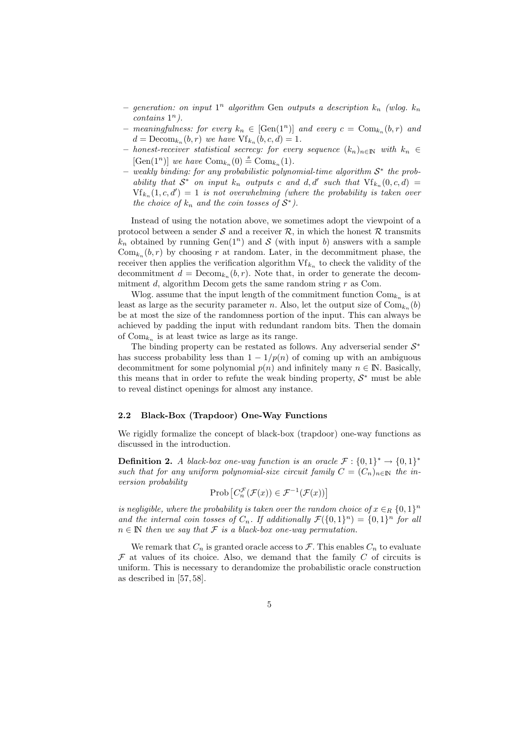- *generation: on input $1^n$ algorithm* Gen *outputs a description $k_n$ (wlog. $k_n$ contains $1^n$).*
- *meaningfulness: for every $k_n \in [\text{Gen}(1^n)]$ and every $c = \text{Com}_{k_n}(b, r)$ and $d = \text{Decom}_{k_n}(b, r)$ we have $\text{Vf}_{k_n}(b, c, d) = 1$.*
- *honest-receiver statistical secrecy: for every sequence $(k_n)_{n \in \mathbb{N}}$ with $k_n \in [\text{Gen}(1^n)]$ we have $\text{Com}_{k_n}(0) \stackrel{s}{=} \text{Com}_{k_n}(1)$.*
- *weakly binding: for any probabilistic polynomial-time algorithm $\mathcal{S}^*$ the probability that $\mathcal{S}^*$ on input $k_n$ outputs $c$ and $d, d'$ such that $\text{Vf}_{k_n}(0, c, d) = \text{Vf}_{k_n}(1, c, d') = 1$ is not overwhelming (where the probability is taken over the choice of $k_n$ and the coin tosses of $\mathcal{S}^*$).*

Instead of using the notation above, we sometimes adopt the viewpoint of a protocol between a sender $\mathcal{S}$ and a receiver $\mathcal{R}$, in which the honest $\mathcal{R}$ transmits $k_n$ obtained by running $\text{Gen}(1^n)$ and $\mathcal{S}$ (with input $b$) answers with a sample $\text{Com}_{k_n}(b, r)$ by choosing $r$ at random. Later, in the decommitment phase, the receiver then applies the verification algorithm $\text{Vf}_{k_n}$ to check the validity of the decommitment $d = \text{Decom}_{k_n}(b, r)$. Note that, in order to generate the decommitment $d$, algorithm Decom gets the same random string $r$ as Com.

Wlog. assume that the input length of the commitment function $\text{Com}_{k_n}$ is at least as large as the security parameter $n$. Also, let the output size of $\text{Com}_{k_n}(b)$ be at most the size of the randomness portion of the input. This can always be achieved by padding the input with redundant random bits. Then the domain of $\text{Com}_{k_n}$ is at least twice as large as its range.

The binding property can be restated as follows. Any adverserial sender $\mathcal{S}^*$ has success probability less than $1 - 1/p(n)$ of coming up with an ambiguous decommitment for some polynomial $p(n)$ and infinitely many $n \in \mathbb{N}$. Basically, this means that in order to refute the weak binding property, $\mathcal{S}^*$ must be able to reveal distinct openings for almost any instance.

### 2.2 Black-Box (Trapdoor) One-Way Functions

We rigidly formalize the concept of black-box (trapdoor) one-way functions as discussed in the introduction.

**Definition 2.** *A black-box one-way function is an oracle $\mathcal{F} : \{0,1\}^* \to \{0,1\}^*$ such that for any uniform polynomial-size circuit family $C = (C_n)_{n \in \mathbb{N}}$ the inversion probability*

$$\text{Prob}\left[C_n^{\mathcal{F}}(\mathcal{F}(x)) \in \mathcal{F}^{-1}(\mathcal{F}(x))\right]$$

*is negligible, where the probability is taken over the random choice of $x \in_R \{0,1\}^n$ and the internal coin tosses of $C_n$. If additionally $\mathcal{F}(\{0,1\}^n) = \{0,1\}^n$ for all $n \in \mathbb{N}$ then we say that $\mathcal{F}$ is a black-box one-way permutation.*

We remark that $C_n$ is granted oracle access to $\mathcal{F}$. This enables $C_n$ to evaluate $\mathcal{F}$ at values of its choice. Also, we demand that the family $C$ of circuits is uniform. This is necessary to derandomize the probabilistic oracle construction as described in [57, 58].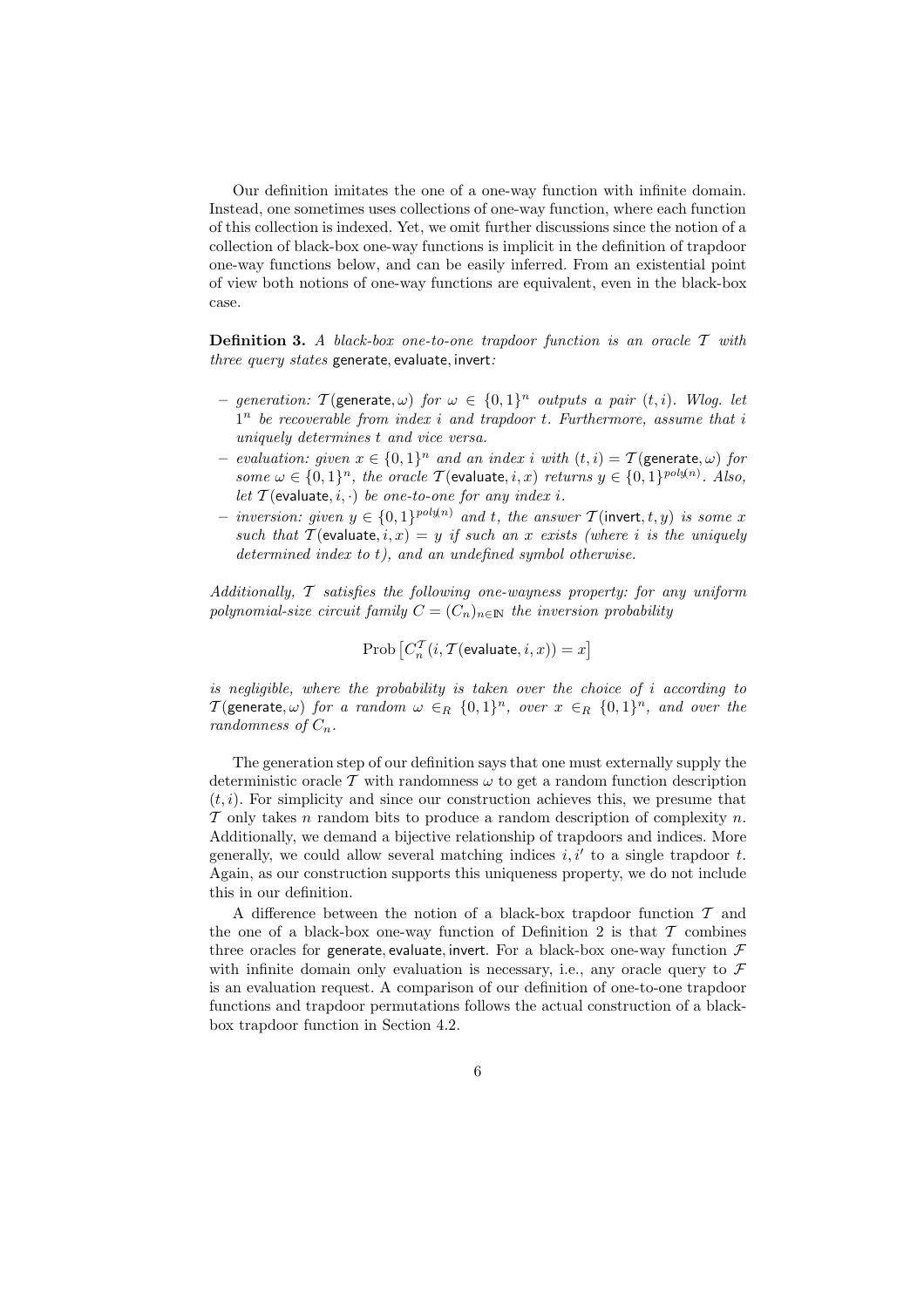Our definition imitates the one of a one-way function with infinite domain. Instead, one sometimes uses collections of one-way function, where each function of this collection is indexed. Yet, we omit further discussions since the notion of a collection of black-box one-way functions is implicit in the definition of trapdoor one-way functions below, and can be easily inferred. From an existential point of view both notions of one-way functions are equivalent, even in the black-box case.

**Definition 3.** *A black-box one-to-one trapdoor function is an oracle $\mathcal{T}$ with three query states* $\mathsf{generate}, \mathsf{evaluate}, \mathsf{invert}$*:*

- *generation: $\mathcal{T}(\mathsf{generate}, \omega)$ for $\omega \in \{0,1\}^n$ outputs a pair $(t, i)$. Wlog. let $1^n$ be recoverable from index $i$ and trapdoor $t$. Furthermore, assume that $i$ uniquely determines $t$ and vice versa.*
- *evaluation: given $x \in \{0,1\}^n$ and an index $i$ with $(t, i) = \mathcal{T}(\mathsf{generate}, \omega)$ for some $\omega \in \{0,1\}^n$, the oracle $\mathcal{T}(\mathsf{evaluate}, i, x)$ returns $y \in \{0,1\}^{poly(n)}$. Also, let $\mathcal{T}(\mathsf{evaluate}, i, \cdot)$ be one-to-one for any index $i$.*
- *inversion: given $y \in \{0,1\}^{poly(n)}$ and $t$, the answer $\mathcal{T}(\mathsf{invert}, t, y)$ is some $x$ such that $\mathcal{T}(\mathsf{evaluate}, i, x) = y$ if such an $x$ exists (where $i$ is the uniquely determined index to $t$), and an undefined symbol otherwise.*

*Additionally, $\mathcal{T}$ satisfies the following one-wayness property: for any uniform polynomial-size circuit family $C = (C_n)_{n \in \mathbb{N}}$ the inversion probability*

$$\mathrm{Prob}\left[C_n^{\mathcal{T}}(i, \mathcal{T}(\mathsf{evaluate}, i, x)) = x\right]$$

*is negligible, where the probability is taken over the choice of $i$ according to $\mathcal{T}(\mathsf{generate}, \omega)$ for a random $\omega \in_R \{0,1\}^n$, over $x \in_R \{0,1\}^n$, and over the randomness of $C_n$.*

The generation step of our definition says that one must externally supply the deterministic oracle $\mathcal{T}$ with randomness $\omega$ to get a random function description $(t, i)$. For simplicity and since our construction achieves this, we presume that $\mathcal{T}$ only takes $n$ random bits to produce a random description of complexity $n$. Additionally, we demand a bijective relationship of trapdoors and indices. More generally, we could allow several matching indices $i, i'$ to a single trapdoor $t$. Again, as our construction supports this uniqueness property, we do not include this in our definition.

A difference between the notion of a black-box trapdoor function $\mathcal{T}$ and the one of a black-box one-way function of Definition 2 is that $\mathcal{T}$ combines three oracles for $\mathsf{generate}, \mathsf{evaluate}, \mathsf{invert}$. For a black-box one-way function $\mathcal{F}$ with infinite domain only evaluation is necessary, i.e., any oracle query to $\mathcal{F}$ is an evaluation request. A comparison of our definition of one-to-one trapdoor functions and trapdoor permutations follows the actual construction of a black-box trapdoor function in Section 4.2.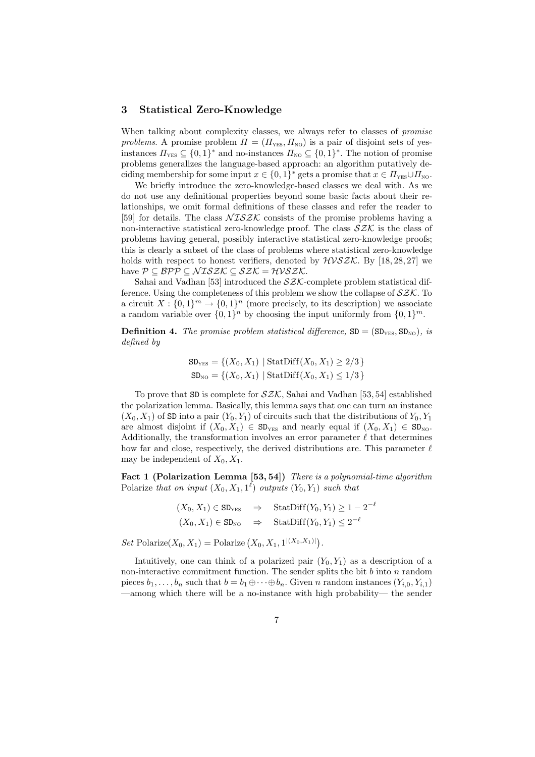## 3 Statistical Zero-Knowledge

When talking about complexity classes, we always refer to classes of *promise problems*. A promise problem $\Pi = (\Pi_{\text{YES}}, \Pi_{\text{NO}})$ is a pair of disjoint sets of yes-instances $\Pi_{\text{YES}} \subseteq \{0,1\}^*$ and no-instances $\Pi_{\text{NO}} \subseteq \{0,1\}^*$. The notion of promise problems generalizes the language-based approach: an algorithm putatively deciding membership for some input $x \in \{0,1\}^*$ gets a promise that $x \in \Pi_{\text{YES}} \cup \Pi_{\text{NO}}$.

We briefly introduce the zero-knowledge-based classes we deal with. As we do not use any definitional properties beyond some basic facts about their relationships, we omit formal definitions of these classes and refer the reader to [59] for details. The class $\mathcal{NISZK}$ consists of the promise problems having a non-interactive statistical zero-knowledge proof. The class $\mathcal{SZK}$ is the class of problems having general, possibly interactive statistical zero-knowledge proofs; this is clearly a subset of the class of problems where statistical zero-knowledge holds with respect to honest verifiers, denoted by $\mathcal{HVSZK}$. By [18, 28, 27] we have $\mathcal{P} \subseteq \mathcal{BPP} \subseteq \mathcal{NISZK} \subseteq \mathcal{SZK} = \mathcal{HVSZK}$.

Sahai and Vadhan [53] introduced the $\mathcal{SZK}$-complete problem statistical difference. Using the completeness of this problem we show the collapse of $\mathcal{SZK}$. To a circuit $X : \{0,1\}^m \to \{0,1\}^n$ (more precisely, to its description) we associate a random variable over $\{0,1\}^n$ by choosing the input uniformly from $\{0,1\}^m$.

**Definition 4.** *The promise problem statistical difference,* $\mathtt{SD} = (\mathtt{SD}_{\text{YES}}, \mathtt{SD}_{\text{NO}})$*, is defined by*

$$\mathtt{SD}_{\text{YES}} = \{(X_0, X_1) \mid \text{StatDiff}(X_0, X_1) \geq 2/3\}$$
$$\mathtt{SD}_{\text{NO}} = \{(X_0, X_1) \mid \text{StatDiff}(X_0, X_1) \leq 1/3\}$$

To prove that $\mathtt{SD}$ is complete for $\mathcal{SZK}$, Sahai and Vadhan [53, 54] established the polarization lemma. Basically, this lemma says that one can turn an instance $(X_0, X_1)$ of $\mathtt{SD}$ into a pair $(Y_0, Y_1)$ of circuits such that the distributions of $Y_0, Y_1$ are almost disjoint if $(X_0, X_1) \in \mathtt{SD}_{\text{YES}}$ and nearly equal if $(X_0, X_1) \in \mathtt{SD}_{\text{NO}}$. Additionally, the transformation involves an error parameter $\ell$ that determines how far and close, respectively, the derived distributions are. This parameter $\ell$ may be independent of $X_0, X_1$.

**Fact 1 (Polarization Lemma [53, 54])** *There is a polynomial-time algorithm* Polarize *that on input* $(X_0, X_1, 1^\ell)$ *outputs* $(Y_0, Y_1)$ *such that*

$$(X_0, X_1) \in \mathtt{SD}_{\text{YES}} \quad \Rightarrow \quad \text{StatDiff}(Y_0, Y_1) \geq 1 - 2^{-\ell}$$
$$(X_0, X_1) \in \mathtt{SD}_{\text{NO}} \quad \Rightarrow \quad \text{StatDiff}(Y_0, Y_1) \leq 2^{-\ell}$$

*Set* $\text{Polarize}(X_0, X_1) = \text{Polarize}\left(X_0, X_1, 1^{|(X_0,X_1)|}\right)$.

Intuitively, one can think of a polarized pair $(Y_0, Y_1)$ as a description of a non-interactive commitment function. The sender splits the bit $b$ into $n$ random pieces $b_1, \dots, b_n$ such that $b = b_1 \oplus \dots \oplus b_n$. Given $n$ random instances $(Y_{i,0}, Y_{i,1})$ —among which there will be a no-instance with high probability— the sender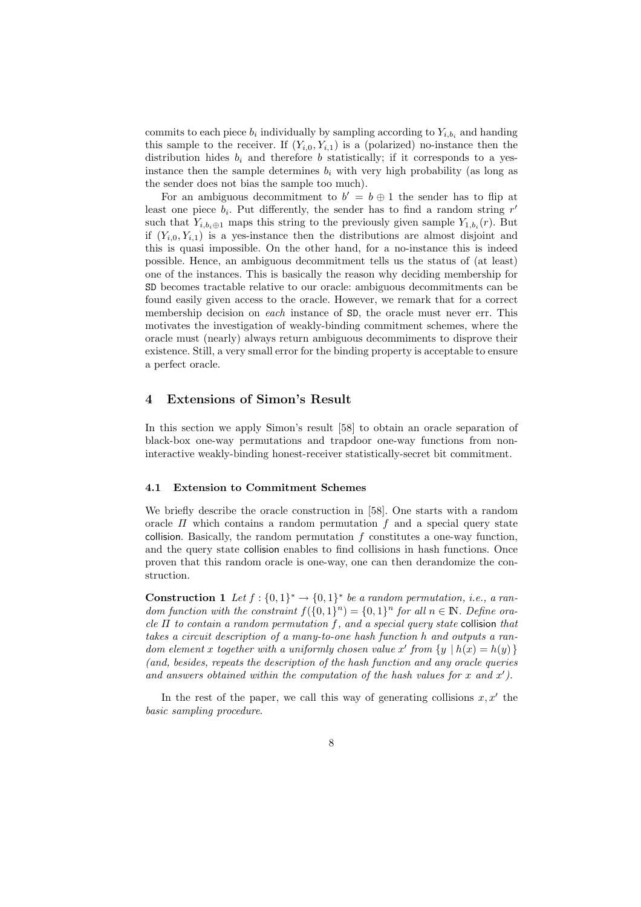commits to each piece $b_i$ individually by sampling according to $Y_{i,b_i}$ and handing this sample to the receiver. If $(Y_{i,0}, Y_{i,1})$ is a (polarized) no-instance then the distribution hides $b_i$ and therefore $b$ statistically; if it corresponds to a yes-instance then the sample determines $b_i$ with very high probability (as long as the sender does not bias the sample too much).

For an ambiguous decommitment to $b' = b \oplus 1$ the sender has to flip at least one piece $b_i$. Put differently, the sender has to find a random string $r'$ such that $Y_{i,b_i \oplus 1}$ maps this string to the previously given sample $Y_{1,b_i}(r)$. But if $(Y_{i,0}, Y_{i,1})$ is a yes-instance then the distributions are almost disjoint and this is quasi impossible. On the other hand, for a no-instance this is indeed possible. Hence, an ambiguous decommitment tells us the status of (at least) one of the instances. This is basically the reason why deciding membership for SD becomes tractable relative to our oracle: ambiguous decommitments can be found easily given access to the oracle. However, we remark that for a correct membership decision on *each* instance of SD, the oracle must never err. This motivates the investigation of weakly-binding commitment schemes, where the oracle must (nearly) always return ambiguous decommiments to disprove their existence. Still, a very small error for the binding property is acceptable to ensure a perfect oracle.

## 4 Extensions of Simon's Result

In this section we apply Simon's result [58] to obtain an oracle separation of black-box one-way permutations and trapdoor one-way functions from non-interactive weakly-binding honest-receiver statistically-secret bit commitment.

### 4.1 Extension to Commitment Schemes

We briefly describe the oracle construction in [58]. One starts with a random oracle $\Pi$ which contains a random permutation $f$ and a special query state collision. Basically, the random permutation $f$ constitutes a one-way function, and the query state collision enables to find collisions in hash functions. Once proven that this random oracle is one-way, one can then derandomize the construction.

**Construction 1** *Let $f : \{0,1\}^* \to \{0,1\}^*$ be a random permutation, i.e., a random function with the constraint $f(\{0,1\}^n) = \{0,1\}^n$ for all $n \in \mathbb{N}$. Define oracle $\Pi$ to contain a random permutation $f$, and a special query state* collision *that takes a circuit description of a many-to-one hash function $h$ and outputs a random element $x$ together with a uniformly chosen value $x'$ from $\{y \mid h(x) = h(y)\}$ (and, besides, repeats the description of the hash function and any oracle queries and answers obtained within the computation of the hash values for $x$ and $x'$).*

In the rest of the paper, we call this way of generating collisions $x, x'$ the *basic sampling procedure*.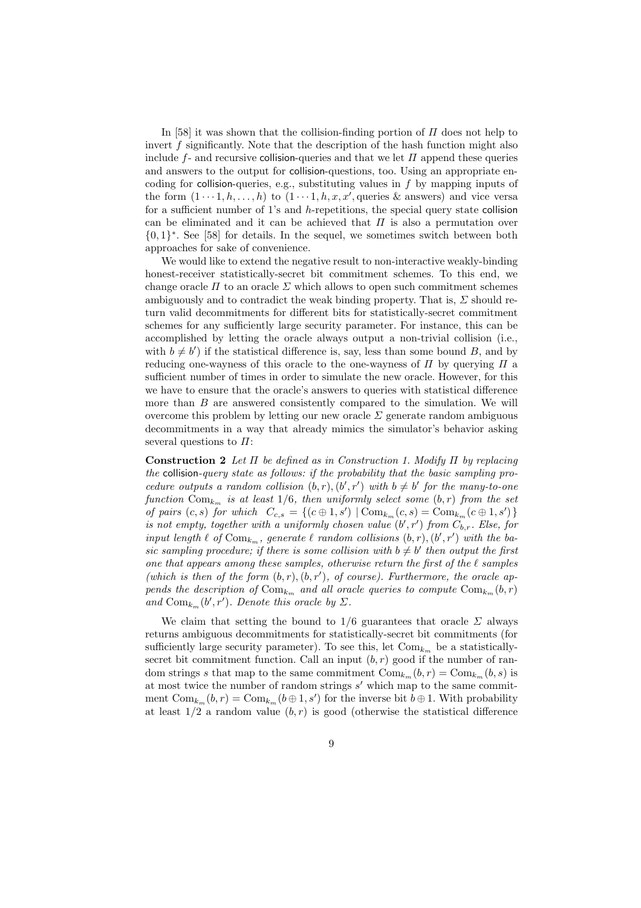In [58] it was shown that the collision-finding portion of $\Pi$ does not help to invert $f$ significantly. Note that the description of the hash function might also include $f$- and recursive collision-queries and that we let $\Pi$ append these queries and answers to the output for collision-questions, too. Using an appropriate encoding for collision-queries, e.g., substituting values in $f$ by mapping inputs of the form $(1 \cdots 1, h, \ldots, h)$ to $(1 \cdots 1, h, x, x', \text{queries \& answers})$ and vice versa for a sufficient number of 1's and $h$-repetitions, the special query state collision can be eliminated and it can be achieved that $\Pi$ is also a permutation over $\{0,1\}^*$. See [58] for details. In the sequel, we sometimes switch between both approaches for sake of convenience.

We would like to extend the negative result to non-interactive weakly-binding honest-receiver statistically-secret bit commitment schemes. To this end, we change oracle $\Pi$ to an oracle $\Sigma$ which allows to open such commitment schemes ambiguously and to contradict the weak binding property. That is, $\Sigma$ should return valid decommitments for different bits for statistically-secret commitment schemes for any sufficiently large security parameter. For instance, this can be accomplished by letting the oracle always output a non-trivial collision (i.e., with $b \neq b'$) if the statistical difference is, say, less than some bound $B$, and by reducing one-wayness of this oracle to the one-wayness of $\Pi$ by querying $\Pi$ a sufficient number of times in order to simulate the new oracle. However, for this we have to ensure that the oracle's answers to queries with statistical difference more than $B$ are answered consistently compared to the simulation. We will overcome this problem by letting our new oracle $\Sigma$ generate random ambiguous decommitments in a way that already mimics the simulator's behavior asking several questions to $\Pi$:

**Construction 2** *Let $\Pi$ be defined as in Construction 1. Modify $\Pi$ by replacing the collision-query state as follows: if the probability that the basic sampling procedure outputs a random collision $(b,r),(b',r')$ with $b \neq b'$ for the many-to-one function $\mathrm{Com}_{k_m}$ is at least $1/6$, then uniformly select some $(b,r)$ from the set of pairs $(c,s)$ for which $C_{c,s} = \{(c \oplus 1, s') \mid \mathrm{Com}_{k_m}(c,s) = \mathrm{Com}_{k_m}(c \oplus 1, s')\}$ is not empty, together with a uniformly chosen value $(b',r')$ from $C_{b,r}$. Else, for input length $\ell$ of $\mathrm{Com}_{k_m}$, generate $\ell$ random collisions $(b,r),(b',r')$ with the basic sampling procedure; if there is some collision with $b \neq b'$ then output the first one that appears among these samples, otherwise return the first of the $\ell$ samples (which is then of the form $(b,r),(b,r')$, of course). Furthermore, the oracle appends the description of $\mathrm{Com}_{k_m}$ and all oracle queries to compute $\mathrm{Com}_{k_m}(b,r)$ and $\mathrm{Com}_{k_m}(b',r')$. Denote this oracle by $\Sigma$.*

We claim that setting the bound to $1/6$ guarantees that oracle $\Sigma$ always returns ambiguous decommitments for statistically-secret bit commitments (for sufficiently large security parameter). To see this, let $\mathrm{Com}_{k_m}$ be a statistically-secret bit commitment function. Call an input $(b,r)$ good if the number of random strings $s$ that map to the same commitment $\mathrm{Com}_{k_m}(b,r) = \mathrm{Com}_{k_m}(b,s)$ is at most twice the number of random strings $s'$ which map to the same commitment $\mathrm{Com}_{k_m}(b,r) = \mathrm{Com}_{k_m}(b \oplus 1, s')$ for the inverse bit $b \oplus 1$. With probability at least $1/2$ a random value $(b,r)$ is good (otherwise the statistical difference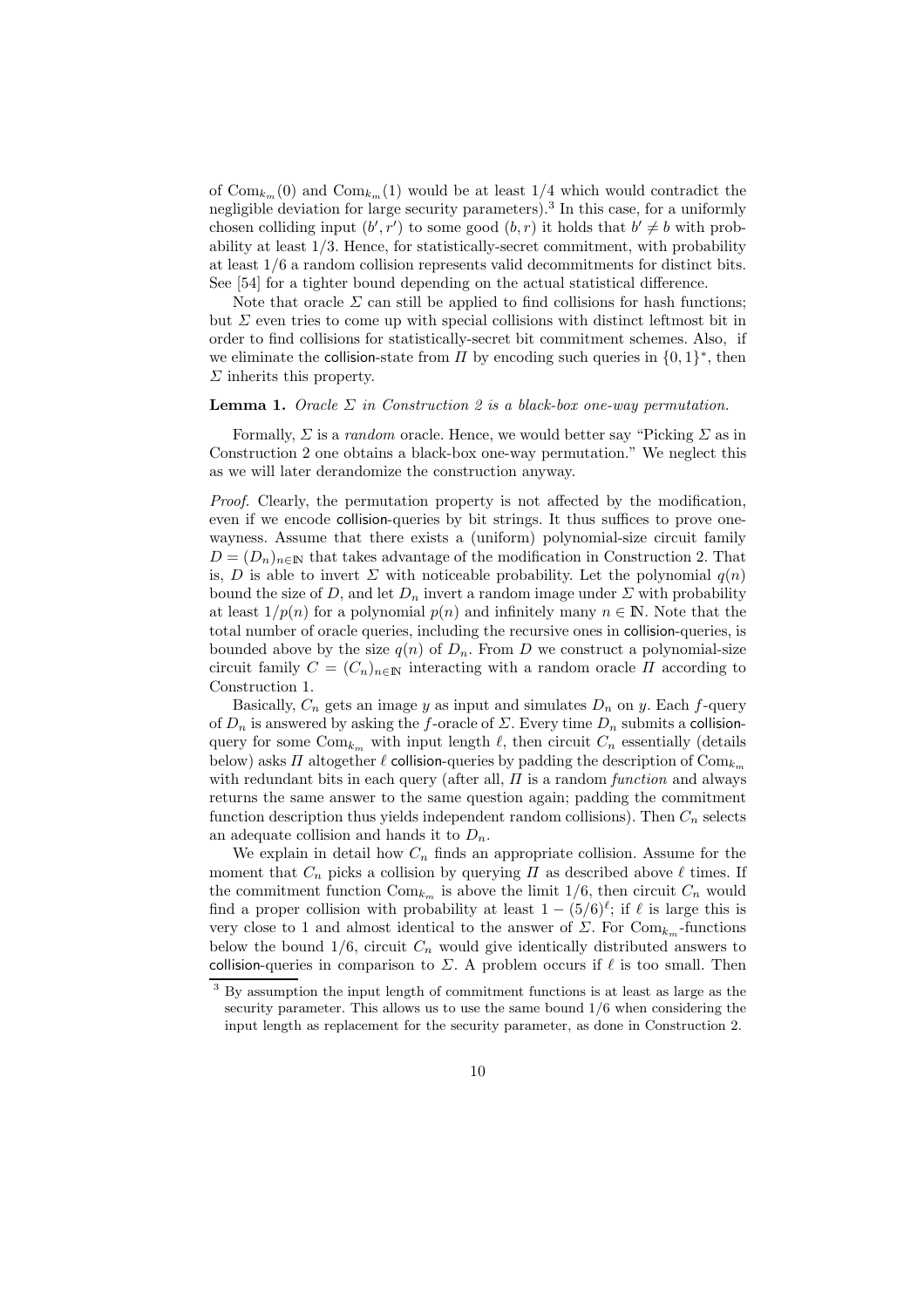of $\mathrm{Com}_{k_m}(0)$ and $\mathrm{Com}_{k_m}(1)$ would be at least $1/4$ which would contradict the negligible deviation for large security parameters).[3] In this case, for a uniformly chosen colliding input $(b', r')$ to some good $(b, r)$ it holds that $b' \neq b$ with probability at least $1/3$. Hence, for statistically-secret commitment, with probability at least $1/6$ a random collision represents valid decommitments for distinct bits. See [54] for a tighter bound depending on the actual statistical difference.

Note that oracle $\Sigma$ can still be applied to find collisions for hash functions; but $\Sigma$ even tries to come up with special collisions with distinct leftmost bit in order to find collisions for statistically-secret bit commitment schemes. Also, if we eliminate the collision-state from $\Pi$ by encoding such queries in $\{0,1\}^*$, then $\Sigma$ inherits this property.

**Lemma 1.** *Oracle $\Sigma$ in Construction 2 is a black-box one-way permutation.*

Formally, $\Sigma$ is a *random* oracle. Hence, we would better say "Picking $\Sigma$ as in Construction 2 one obtains a black-box one-way permutation." We neglect this as we will later derandomize the construction anyway.

*Proof.* Clearly, the permutation property is not affected by the modification, even if we encode collision-queries by bit strings. It thus suffices to prove one-wayness. Assume that there exists a (uniform) polynomial-size circuit family $D = (D_n)_{n\in\mathbb{N}}$ that takes advantage of the modification in Construction 2. That is, $D$ is able to invert $\Sigma$ with noticeable probability. Let the polynomial $q(n)$ bound the size of $D$, and let $D_n$ invert a random image under $\Sigma$ with probability at least $1/p(n)$ for a polynomial $p(n)$ and infinitely many $n \in \mathbb{N}$. Note that the total number of oracle queries, including the recursive ones in collision-queries, is bounded above by the size $q(n)$ of $D_n$. From $D$ we construct a polynomial-size circuit family $C = (C_n)_{n\in\mathbb{N}}$ interacting with a random oracle $\Pi$ according to Construction 1.

Basically, $C_n$ gets an image $y$ as input and simulates $D_n$ on $y$. Each $f$-query of $D_n$ is answered by asking the $f$-oracle of $\Sigma$. Every time $D_n$ submits a collision-query for some $\mathrm{Com}_{k_m}$ with input length $\ell$, then circuit $C_n$ essentially (details below) asks $\Pi$ altogether $\ell$ collision-queries by padding the description of $\mathrm{Com}_{k_m}$ with redundant bits in each query (after all, $\Pi$ is a random *function* and always returns the same answer to the same question again; padding the commitment function description thus yields independent random collisions). Then $C_n$ selects an adequate collision and hands it to $D_n$.

We explain in detail how $C_n$ finds an appropriate collision. Assume for the moment that $C_n$ picks a collision by querying $\Pi$ as described above $\ell$ times. If the commitment function $\mathrm{Com}_{k_m}$ is above the limit $1/6$, then circuit $C_n$ would find a proper collision with probability at least $1 - (5/6)^\ell$; if $\ell$ is large this is very close to 1 and almost identical to the answer of $\Sigma$. For $\mathrm{Com}_{k_m}$-functions below the bound $1/6$, circuit $C_n$ would give identically distributed answers to collision-queries in comparison to $\Sigma$. A problem occurs if $\ell$ is too small. Then

[3] By assumption the input length of commitment functions is at least as large as the security parameter. This allows us to use the same bound $1/6$ when considering the input length as replacement for the security parameter, as done in Construction 2.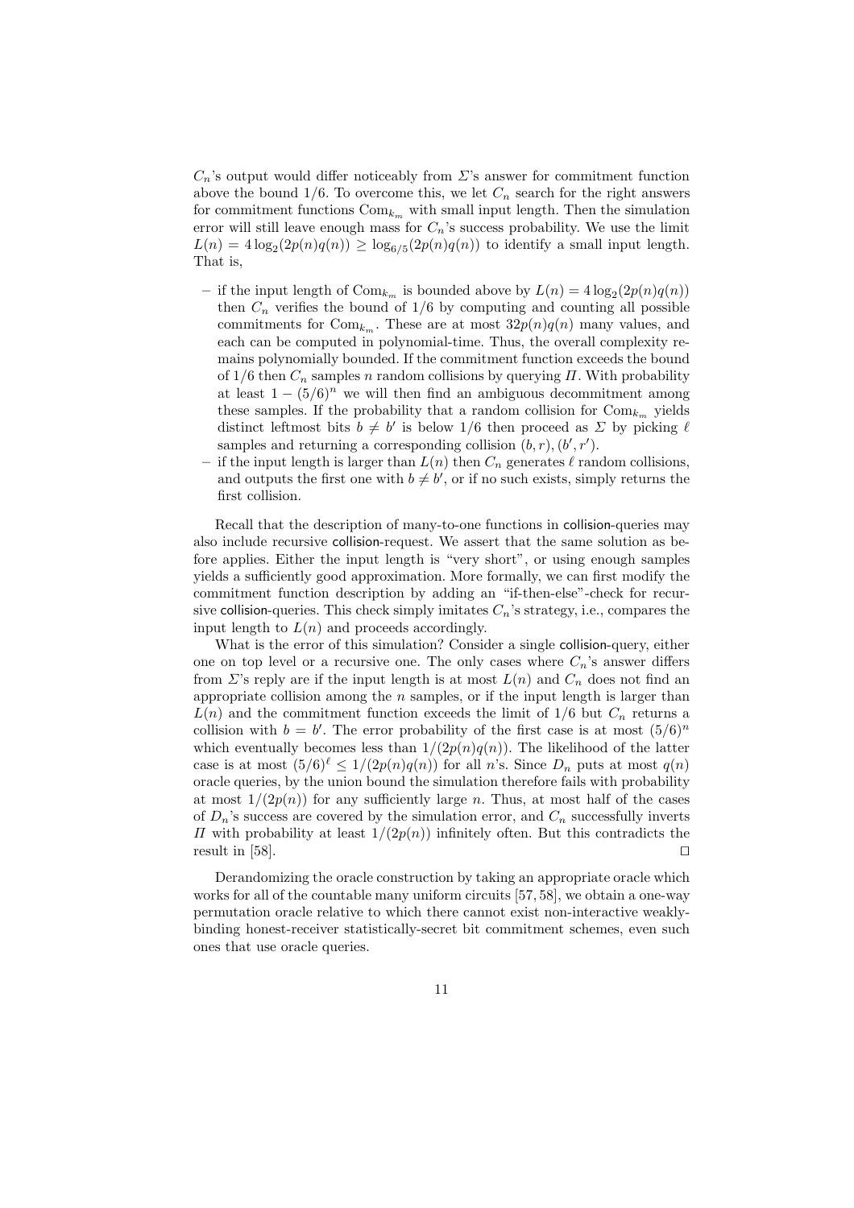$C_n$'s output would differ noticeably from $\Sigma$'s answer for commitment function above the bound $1/6$. To overcome this, we let $C_n$ search for the right answers for commitment functions $\mathrm{Com}_{k_m}$ with small input length. Then the simulation error will still leave enough mass for $C_n$'s success probability. We use the limit $L(n) = 4\log_2(2p(n)q(n)) \geq \log_{6/5}(2p(n)q(n))$ to identify a small input length. That is,

- if the input length of $\mathrm{Com}_{k_m}$ is bounded above by $L(n) = 4\log_2(2p(n)q(n))$ then $C_n$ verifies the bound of $1/6$ by computing and counting all possible commitments for $\mathrm{Com}_{k_m}$. These are at most $32p(n)q(n)$ many values, and each can be computed in polynomial-time. Thus, the overall complexity remains polynomially bounded. If the commitment function exceeds the bound of $1/6$ then $C_n$ samples $n$ random collisions by querying $\Pi$. With probability at least $1-(5/6)^n$ we will then find an ambiguous decommitment among these samples. If the probability that a random collision for $\mathrm{Com}_{k_m}$ yields distinct leftmost bits $b \neq b'$ is below $1/6$ then proceed as $\Sigma$ by picking $\ell$ samples and returning a corresponding collision $(b,r),(b',r')$.
- if the input length is larger than $L(n)$ then $C_n$ generates $\ell$ random collisions, and outputs the first one with $b \neq b'$, or if no such exists, simply returns the first collision.

Recall that the description of many-to-one functions in collision-queries may also include recursive collision-request. We assert that the same solution as before applies. Either the input length is "very short", or using enough samples yields a sufficiently good approximation. More formally, we can first modify the commitment function description by adding an "if-then-else"-check for recursive collision-queries. This check simply imitates $C_n$'s strategy, i.e., compares the input length to $L(n)$ and proceeds accordingly.

What is the error of this simulation? Consider a single collision-query, either one on top level or a recursive one. The only cases where $C_n$'s answer differs from $\Sigma$'s reply are if the input length is at most $L(n)$ and $C_n$ does not find an appropriate collision among the $n$ samples, or if the input length is larger than $L(n)$ and the commitment function exceeds the limit of $1/6$ but $C_n$ returns a collision with $b = b'$. The error probability of the first case is at most $(5/6)^n$ which eventually becomes less than $1/(2p(n)q(n))$. The likelihood of the latter case is at most $(5/6)^\ell \leq 1/(2p(n)q(n))$ for all $n$'s. Since $D_n$ puts at most $q(n)$ oracle queries, by the union bound the simulation therefore fails with probability at most $1/(2p(n))$ for any sufficiently large $n$. Thus, at most half of the cases of $D_n$'s success are covered by the simulation error, and $C_n$ successfully inverts $\Pi$ with probability at least $1/(2p(n))$ infinitely often. But this contradicts the result in [58]. □

Derandomizing the oracle construction by taking an appropriate oracle which works for all of the countable many uniform circuits [57, 58], we obtain a one-way permutation oracle relative to which there cannot exist non-interactive weakly-binding honest-receiver statistically-secret bit commitment schemes, even such ones that use oracle queries.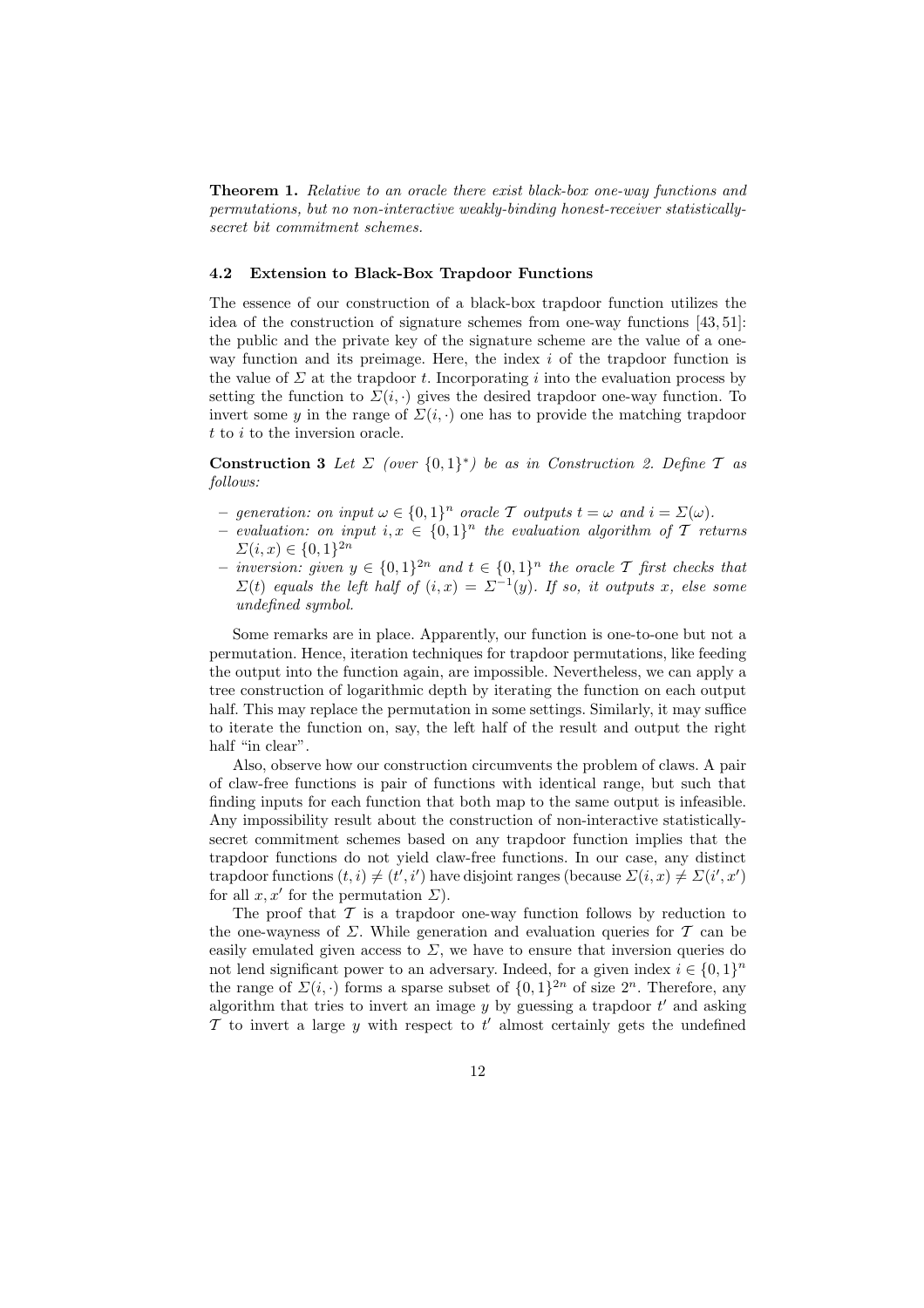**Theorem 1.** *Relative to an oracle there exist black-box one-way functions and permutations, but no non-interactive weakly-binding honest-receiver statistically-secret bit commitment schemes.*

### 4.2 Extension to Black-Box Trapdoor Functions

The essence of our construction of a black-box trapdoor function utilizes the idea of the construction of signature schemes from one-way functions [43, 51]: the public and the private key of the signature scheme are the value of a one-way function and its preimage. Here, the index $i$ of the trapdoor function is the value of $\Sigma$ at the trapdoor $t$. Incorporating $i$ into the evaluation process by setting the function to $\Sigma(i, \cdot)$ gives the desired trapdoor one-way function. To invert some $y$ in the range of $\Sigma(i, \cdot)$ one has to provide the matching trapdoor $t$ to $i$ to the inversion oracle.

**Construction 3** *Let $\Sigma$ (over $\{0,1\}^*$) be as in Construction 2. Define $\mathcal{T}$ as follows:*

- *generation: on input $\omega \in \{0,1\}^n$ oracle $\mathcal{T}$ outputs $t = \omega$ and $i = \Sigma(\omega)$.*
- *evaluation: on input $i, x \in \{0,1\}^n$ the evaluation algorithm of $\mathcal{T}$ returns $\Sigma(i, x) \in \{0,1\}^{2n}$*
- *inversion: given $y \in \{0,1\}^{2n}$ and $t \in \{0,1\}^n$ the oracle $\mathcal{T}$ first checks that $\Sigma(t)$ equals the left half of $(i, x) = \Sigma^{-1}(y)$. If so, it outputs $x$, else some undefined symbol.*

Some remarks are in place. Apparently, our function is one-to-one but not a permutation. Hence, iteration techniques for trapdoor permutations, like feeding the output into the function again, are impossible. Nevertheless, we can apply a tree construction of logarithmic depth by iterating the function on each output half. This may replace the permutation in some settings. Similarly, it may suffice to iterate the function on, say, the left half of the result and output the right half "in clear".

Also, observe how our construction circumvents the problem of claws. A pair of claw-free functions is pair of functions with identical range, but such that finding inputs for each function that both map to the same output is infeasible. Any impossibility result about the construction of non-interactive statistically-secret commitment schemes based on any trapdoor function implies that the trapdoor functions do not yield claw-free functions. In our case, any distinct trapdoor functions $(t, i) \neq (t', i')$ have disjoint ranges (because $\Sigma(i, x) \neq \Sigma(i', x')$ for all $x, x'$ for the permutation $\Sigma$).

The proof that $\mathcal{T}$ is a trapdoor one-way function follows by reduction to the one-wayness of $\Sigma$. While generation and evaluation queries for $\mathcal{T}$ can be easily emulated given access to $\Sigma$, we have to ensure that inversion queries do not lend significant power to an adversary. Indeed, for a given index $i \in \{0,1\}^n$ the range of $\Sigma(i, \cdot)$ forms a sparse subset of $\{0,1\}^{2n}$ of size $2^n$. Therefore, any algorithm that tries to invert an image $y$ by guessing a trapdoor $t'$ and asking $\mathcal{T}$ to invert a large $y$ with respect to $t'$ almost certainly gets the undefined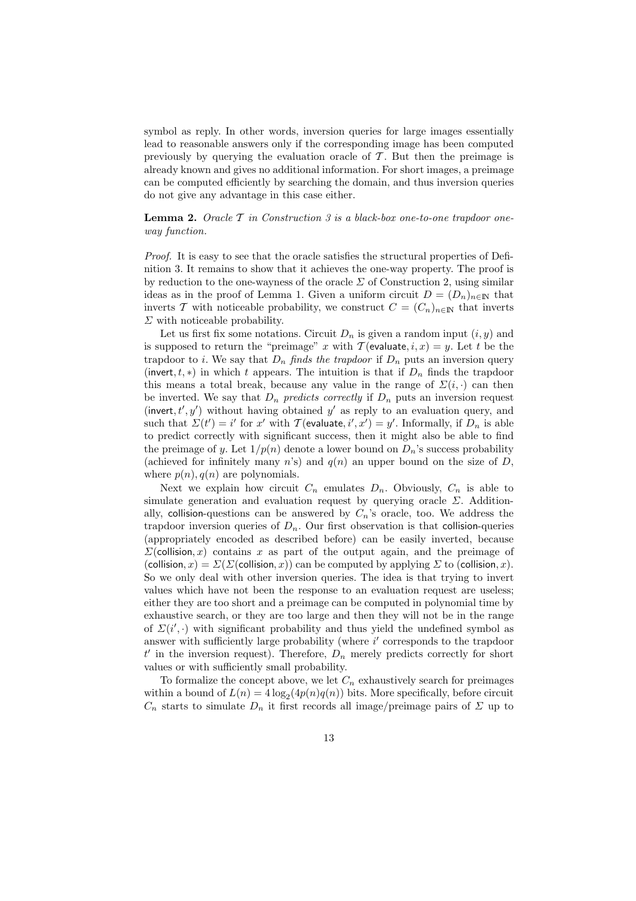symbol as reply. In other words, inversion queries for large images essentially lead to reasonable answers only if the corresponding image has been computed previously by querying the evaluation oracle of $\mathcal{T}$. But then the preimage is already known and gives no additional information. For short images, a preimage can be computed efficiently by searching the domain, and thus inversion queries do not give any advantage in this case either.

**Lemma 2.** *Oracle $\mathcal{T}$ in Construction 3 is a black-box one-to-one trapdoor one-way function.*

*Proof.* It is easy to see that the oracle satisfies the structural properties of Definition 3. It remains to show that it achieves the one-way property. The proof is by reduction to the one-wayness of the oracle $\Sigma$ of Construction 2, using similar ideas as in the proof of Lemma 1. Given a uniform circuit $D = (D_n)_{n\in\mathbb{N}}$ that inverts $\mathcal{T}$ with noticeable probability, we construct $C = (C_n)_{n\in\mathbb{N}}$ that inverts $\Sigma$ with noticeable probability.

Let us first fix some notations. Circuit $D_n$ is given a random input $(i, y)$ and is supposed to return the "preimage" $x$ with $\mathcal{T}(\mathsf{evaluate}, i, x) = y$. Let $t$ be the trapdoor to $i$. We say that $D_n$ *finds the trapdoor* if $D_n$ puts an inversion query $(\mathsf{invert}, t, *)$ in which $t$ appears. The intuition is that if $D_n$ finds the trapdoor this means a total break, because any value in the range of $\Sigma(i, \cdot)$ can then be inverted. We say that $D_n$ *predicts correctly* if $D_n$ puts an inversion request $(\mathsf{invert}, t', y')$ without having obtained $y'$ as reply to an evaluation query, and such that $\Sigma(t') = i'$ for $x'$ with $\mathcal{T}(\mathsf{evaluate}, i', x') = y'$. Informally, if $D_n$ is able to predict correctly with significant success, then it might also be able to find the preimage of $y$. Let $1/p(n)$ denote a lower bound on $D_n$'s success probability (achieved for infinitely many $n$'s) and $q(n)$ an upper bound on the size of $D$, where $p(n), q(n)$ are polynomials.

Next we explain how circuit $C_n$ emulates $D_n$. Obviously, $C_n$ is able to simulate generation and evaluation request by querying oracle $\Sigma$. Additionally, $\mathsf{collision}$-questions can be answered by $C_n$'s oracle, too. We address the trapdoor inversion queries of $D_n$. Our first observation is that $\mathsf{collision}$-queries (appropriately encoded as described before) can be easily inverted, because $\Sigma(\mathsf{collision}, x)$ contains $x$ as part of the output again, and the preimage of $(\mathsf{collision}, x) = \Sigma(\Sigma(\mathsf{collision}, x))$ can be computed by applying $\Sigma$ to $(\mathsf{collision}, x)$. So we only deal with other inversion queries. The idea is that trying to invert values which have not been the response to an evaluation request are useless; either they are too short and a preimage can be computed in polynomial time by exhaustive search, or they are too large and then they will not be in the range of $\Sigma(i', \cdot)$ with significant probability and thus yield the undefined symbol as answer with sufficiently large probability (where $i'$ corresponds to the trapdoor $t'$ in the inversion request). Therefore, $D_n$ merely predicts correctly for short values or with sufficiently small probability.

To formalize the concept above, we let $C_n$ exhaustively search for preimages within a bound of $L(n) = 4\log_2(4p(n)q(n))$ bits. More specifically, before circuit $C_n$ starts to simulate $D_n$ it first records all image/preimage pairs of $\Sigma$ up to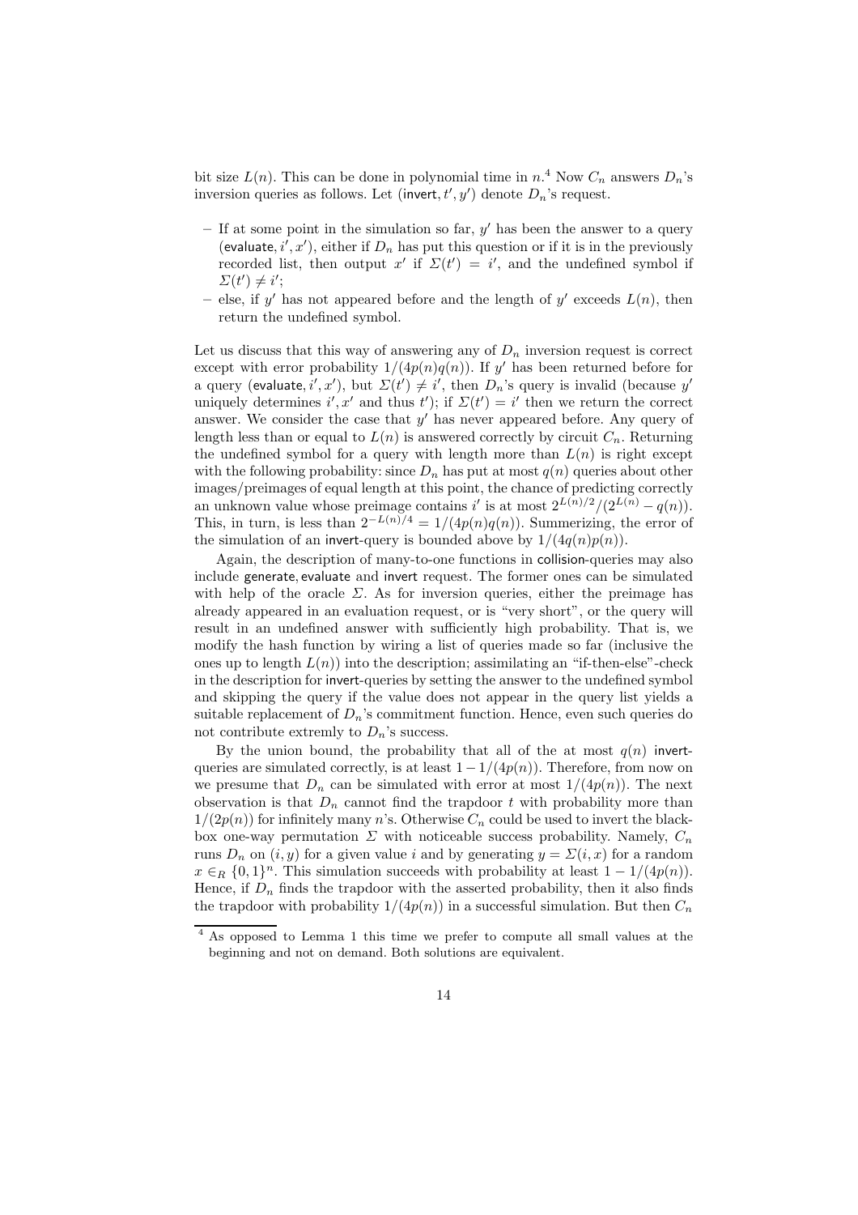bit size $L(n)$. This can be done in polynomial time in $n$.[4] Now $C_n$ answers $D_n$'s inversion queries as follows. Let $(\mathsf{invert}, t', y')$ denote $D_n$'s request.

- If at some point in the simulation so far, $y'$ has been the answer to a query $(\mathsf{evaluate}, i', x')$, either if $D_n$ has put this question or if it is in the previously recorded list, then output $x'$ if $\Sigma(t') = i'$, and the undefined symbol if $\Sigma(t') \neq i'$;
- else, if $y'$ has not appeared before and the length of $y'$ exceeds $L(n)$, then return the undefined symbol.

Let us discuss that this way of answering any of $D_n$ inversion request is correct except with error probability $1/(4p(n)q(n))$. If $y'$ has been returned before for a query $(\mathsf{evaluate}, i', x')$, but $\Sigma(t') \neq i'$, then $D_n$'s query is invalid (because $y'$ uniquely determines $i', x'$ and thus $t'$); if $\Sigma(t') = i'$ then we return the correct answer. We consider the case that $y'$ has never appeared before. Any query of length less than or equal to $L(n)$ is answered correctly by circuit $C_n$. Returning the undefined symbol for a query with length more than $L(n)$ is right except with the following probability: since $D_n$ has put at most $q(n)$ queries about other images/preimages of equal length at this point, the chance of predicting correctly an unknown value whose preimage contains $i'$ is at most $2^{L(n)/2}/(2^{L(n)} - q(n))$. This, in turn, is less than $2^{-L(n)/4} = 1/(4p(n)q(n))$. Summerizing, the error of the simulation of an invert-query is bounded above by $1/(4q(n)p(n))$.

Again, the description of many-to-one functions in collision-queries may also include generate, evaluate and invert request. The former ones can be simulated with help of the oracle $\Sigma$. As for inversion queries, either the preimage has already appeared in an evaluation request, or is "very short", or the query will result in an undefined answer with sufficiently high probability. That is, we modify the hash function by wiring a list of queries made so far (inclusive the ones up to length $L(n)$) into the description; assimilating an "if-then-else"-check in the description for invert-queries by setting the answer to the undefined symbol and skipping the query if the value does not appear in the query list yields a suitable replacement of $D_n$'s commitment function. Hence, even such queries do not contribute extremly to $D_n$'s success.

By the union bound, the probability that all of the at most $q(n)$ invert-queries are simulated correctly, is at least $1 - 1/(4p(n))$. Therefore, from now on we presume that $D_n$ can be simulated with error at most $1/(4p(n))$. The next observation is that $D_n$ cannot find the trapdoor $t$ with probability more than $1/(2p(n))$ for infinitely many $n$'s. Otherwise $C_n$ could be used to invert the black-box one-way permutation $\Sigma$ with noticeable success probability. Namely, $C_n$ runs $D_n$ on $(i, y)$ for a given value $i$ and by generating $y = \Sigma(i, x)$ for a random $x \in_R \{0,1\}^n$. This simulation succeeds with probability at least $1 - 1/(4p(n))$. Hence, if $D_n$ finds the trapdoor with the asserted probability, then it also finds the trapdoor with probability $1/(4p(n))$ in a successful simulation. But then $C_n$

[4] As opposed to Lemma 1 this time we prefer to compute all small values at the beginning and not on demand. Both solutions are equivalent.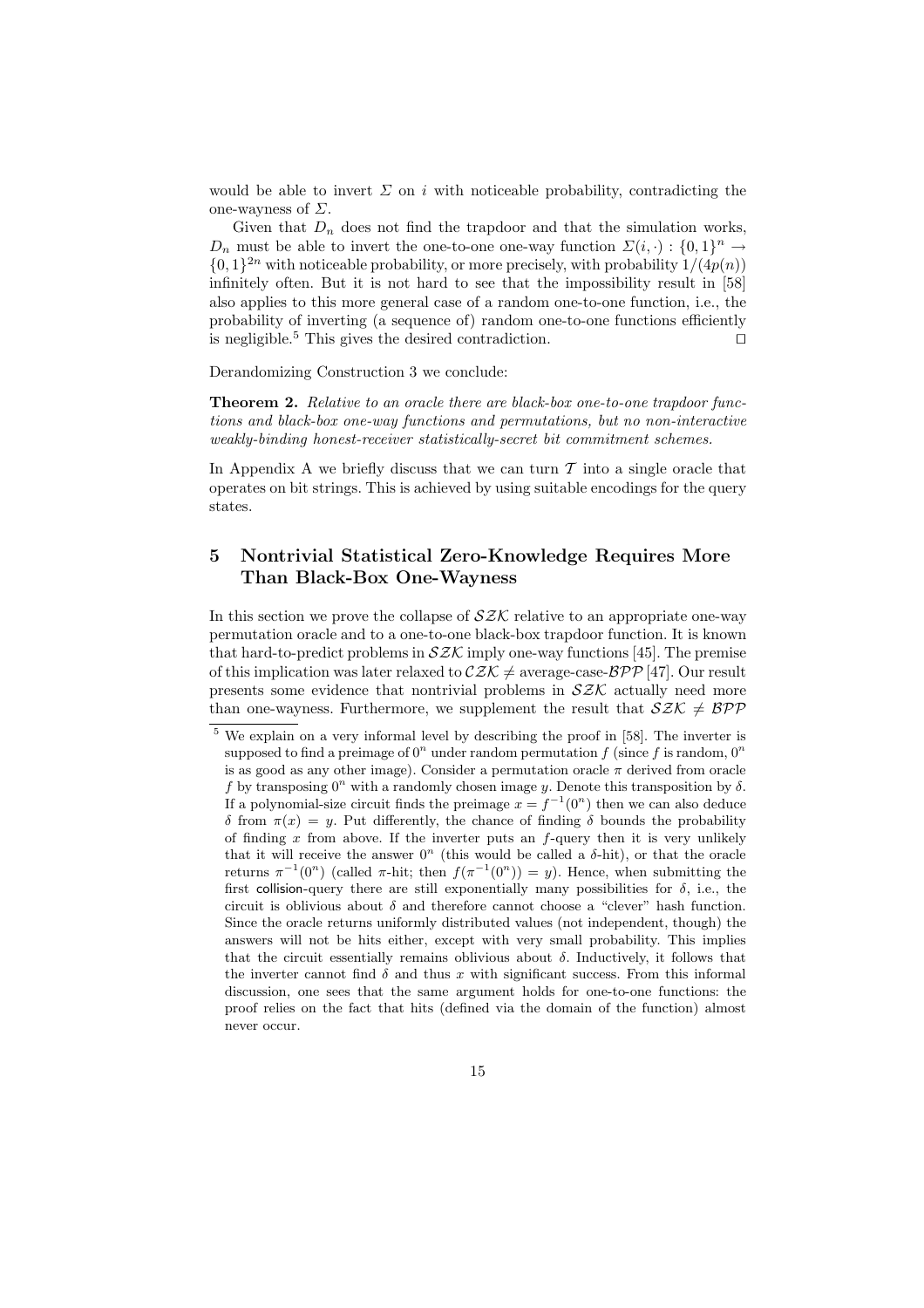would be able to invert $\Sigma$ on $i$ with noticeable probability, contradicting the one-wayness of $\Sigma$.

Given that $D_n$ does not find the trapdoor and that the simulation works, $D_n$ must be able to invert the one-to-one one-way function $\Sigma(i, \cdot) : \{0,1\}^n \to \{0,1\}^{2n}$ with noticeable probability, or more precisely, with probability $1/(4p(n))$ infinitely often. But it is not hard to see that the impossibility result in [58] also applies to this more general case of a random one-to-one function, i.e., the probability of inverting (a sequence of) random one-to-one functions efficiently is negligible.[5] This gives the desired contradiction. $\square$

Derandomizing Construction 3 we conclude:

**Theorem 2.** *Relative to an oracle there are black-box one-to-one trapdoor functions and black-box one-way functions and permutations, but no non-interactive weakly-binding honest-receiver statistically-secret bit commitment schemes.*

In Appendix A we briefly discuss that we can turn $\mathcal{T}$ into a single oracle that operates on bit strings. This is achieved by using suitable encodings for the query states.

## 5 Nontrivial Statistical Zero-Knowledge Requires More Than Black-Box One-Wayness

In this section we prove the collapse of $\mathcal{SZK}$ relative to an appropriate one-way permutation oracle and to a one-to-one black-box trapdoor function. It is known that hard-to-predict problems in $\mathcal{SZK}$ imply one-way functions [45]. The premise of this implication was later relaxed to $\mathcal{CZK} \neq$ average-case-$\mathcal{BPP}$ [47]. Our result presents some evidence that nontrivial problems in $\mathcal{SZK}$ actually need more than one-wayness. Furthermore, we supplement the result that $\mathcal{SZK} \neq \mathcal{BPP}$

[5] We explain on a very informal level by describing the proof in [58]. The inverter is supposed to find a preimage of $0^n$ under random permutation $f$ (since $f$ is random, $0^n$ is as good as any other image). Consider a permutation oracle $\pi$ derived from oracle $f$ by transposing $0^n$ with a randomly chosen image $y$. Denote this transposition by $\delta$. If a polynomial-size circuit finds the preimage $x = f^{-1}(0^n)$ then we can also deduce $\delta$ from $\pi(x) = y$. Put differently, the chance of finding $\delta$ bounds the probability of finding $x$ from above. If the inverter puts an $f$-query then it is very unlikely that it will receive the answer $0^n$ (this would be called a $\delta$-hit), or that the oracle returns $\pi^{-1}(0^n)$ (called $\pi$-hit; then $f(\pi^{-1}(0^n)) = y$). Hence, when submitting the first collision-query there are still exponentially many possibilities for $\delta$, i.e., the circuit is oblivious about $\delta$ and therefore cannot choose a "clever" hash function. Since the oracle returns uniformly distributed values (not independent, though) the answers will not be hits either, except with very small probability. This implies that the circuit essentially remains oblivious about $\delta$. Inductively, it follows that the inverter cannot find $\delta$ and thus $x$ with significant success. From this informal discussion, one sees that the same argument holds for one-to-one functions: the proof relies on the fact that hits (defined via the domain of the function) almost never occur.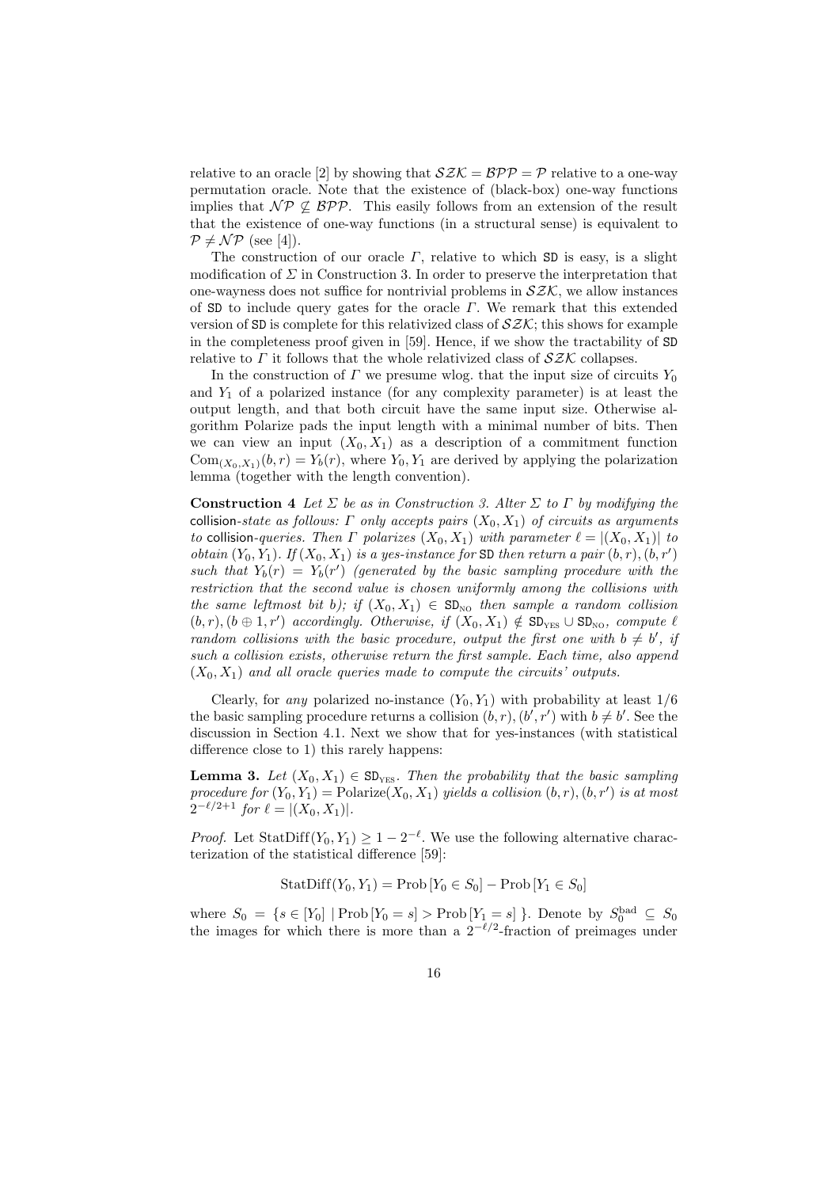relative to an oracle [2] by showing that $\mathcal{SZK} = \mathcal{BPP} = \mathcal{P}$ relative to a one-way permutation oracle. Note that the existence of (black-box) one-way functions implies that $\mathcal{NP} \not\subseteq \mathcal{BPP}$. This easily follows from an extension of the result that the existence of one-way functions (in a structural sense) is equivalent to $\mathcal{P} \neq \mathcal{NP}$ (see [4]).

The construction of our oracle $\Gamma$, relative to which SD is easy, is a slight modification of $\Sigma$ in Construction 3. In order to preserve the interpretation that one-wayness does not suffice for nontrivial problems in $\mathcal{SZK}$, we allow instances of SD to include query gates for the oracle $\Gamma$. We remark that this extended version of SD is complete for this relativized class of $\mathcal{SZK}$; this shows for example in the completeness proof given in [59]. Hence, if we show the tractability of SD relative to $\Gamma$ it follows that the whole relativized class of $\mathcal{SZK}$ collapses.

In the construction of $\Gamma$ we presume wlog. that the input size of circuits $Y_0$ and $Y_1$ of a polarized instance (for any complexity parameter) is at least the output length, and that both circuit have the same input size. Otherwise algorithm Polarize pads the input length with a minimal number of bits. Then we can view an input $(X_0, X_1)$ as a description of a commitment function $\mathrm{Com}_{(X_0,X_1)}(b, r) = Y_b(r)$, where $Y_0, Y_1$ are derived by applying the polarization lemma (together with the length convention).

**Construction 4** *Let $\Sigma$ be as in Construction 3. Alter $\Sigma$ to $\Gamma$ by modifying the* collision*-state as follows: $\Gamma$ only accepts pairs $(X_0, X_1)$ of circuits as arguments to* collision*-queries. Then $\Gamma$ polarizes $(X_0, X_1)$ with parameter $\ell = |(X_0, X_1)|$ to obtain $(Y_0, Y_1)$. If $(X_0, X_1)$ is a yes-instance for* SD *then return a pair $(b, r), (b, r')$ such that $Y_b(r) = Y_b(r')$ (generated by the basic sampling procedure with the restriction that the second value is chosen uniformly among the collisions with the same leftmost bit $b$); if $(X_0, X_1) \in \mathtt{SD}_{\text{NO}}$ then sample a random collision $(b, r), (b \oplus 1, r')$ accordingly. Otherwise, if $(X_0, X_1) \notin \mathtt{SD}_{\text{YES}} \cup \mathtt{SD}_{\text{NO}}$, compute $\ell$ random collisions with the basic procedure, output the first one with $b \neq b'$, if such a collision exists, otherwise return the first sample. Each time, also append $(X_0, X_1)$ and all oracle queries made to compute the circuits' outputs.*

Clearly, for *any* polarized no-instance $(Y_0, Y_1)$ with probability at least $1/6$ the basic sampling procedure returns a collision $(b, r), (b', r')$ with $b \neq b'$. See the discussion in Section 4.1. Next we show that for yes-instances (with statistical difference close to 1) this rarely happens:

**Lemma 3.** *Let $(X_0, X_1) \in \mathtt{SD}_{\text{YES}}$. Then the probability that the basic sampling procedure for $(Y_0, Y_1) = \mathrm{Polarize}(X_0, X_1)$ yields a collision $(b, r), (b, r')$ is at most $2^{-\ell/2+1}$ for $\ell = |(X_0, X_1)|$.*

*Proof.* Let $\mathrm{StatDiff}(Y_0, Y_1) \geq 1 - 2^{-\ell}$. We use the following alternative characterization of the statistical difference [59]:

$$\mathrm{StatDiff}(Y_0, Y_1) = \mathrm{Prob}\left[Y_0 \in S_0\right] - \mathrm{Prob}\left[Y_1 \in S_0\right]$$

where $S_0 = \{s \in [Y_0] \mid \mathrm{Prob}\left[Y_0 = s\right] > \mathrm{Prob}\left[Y_1 = s\right]\}$. Denote by $S_0^{\text{bad}} \subseteq S_0$ the images for which there is more than a $2^{-\ell/2}$-fraction of preimages under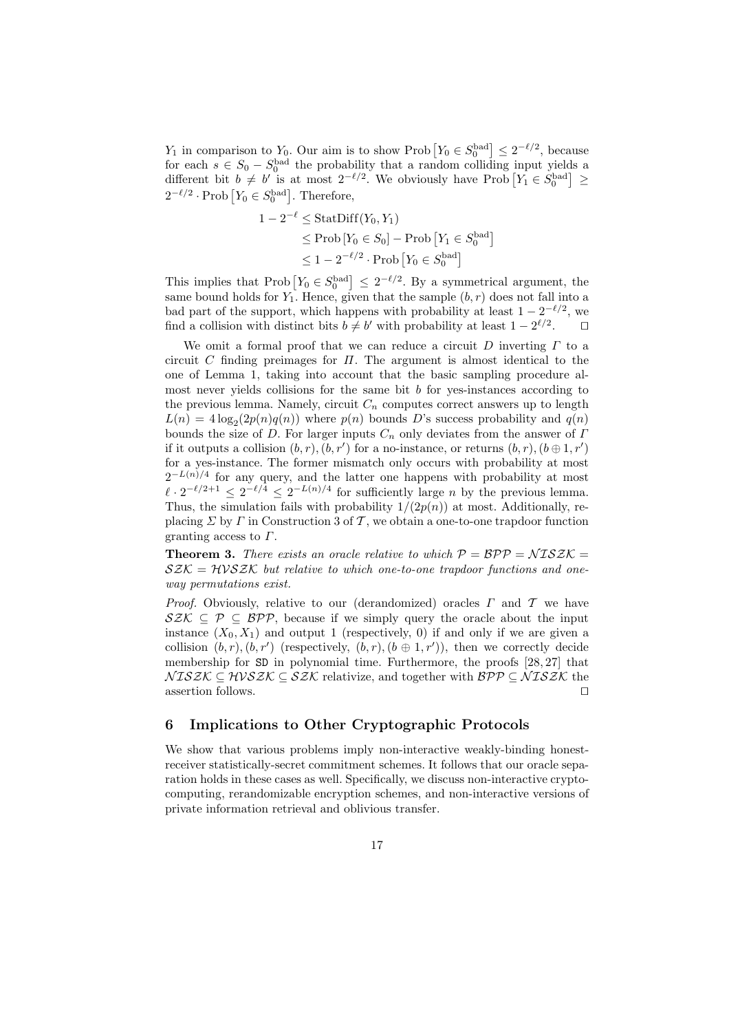$Y_1$ in comparison to $Y_0$. Our aim is to show $\text{Prob}\left[Y_0 \in S_0^{\text{bad}}\right] \leq 2^{-\ell/2}$, because for each $s \in S_0 - S_0^{\text{bad}}$ the probability that a random colliding input yields a different bit $b \neq b'$ is at most $2^{-\ell/2}$. We obviously have $\text{Prob}\left[Y_1 \in S_0^{\text{bad}}\right] \geq 2^{-\ell/2} \cdot \text{Prob}\left[Y_0 \in S_0^{\text{bad}}\right]$. Therefore,

$$
\begin{aligned}
1 - 2^{-\ell} &\leq \text{StatDiff}(Y_0, Y_1) \\
&\leq \text{Prob}\left[Y_0 \in S_0\right] - \text{Prob}\left[Y_1 \in S_0^{\text{bad}}\right] \\
&\leq 1 - 2^{-\ell/2} \cdot \text{Prob}\left[Y_0 \in S_0^{\text{bad}}\right]
\end{aligned}
$$

This implies that $\text{Prob}\left[Y_0 \in S_0^{\text{bad}}\right] \leq 2^{-\ell/2}$. By a symmetrical argument, the same bound holds for $Y_1$. Hence, given that the sample $(b, r)$ does not fall into a bad part of the support, which happens with probability at least $1 - 2^{-\ell/2}$, we find a collision with distinct bits $b \neq b'$ with probability at least $1 - 2^{\ell/2}$. ⊓⊔

We omit a formal proof that we can reduce a circuit $D$ inverting $\Gamma$ to a circuit $C$ finding preimages for $\Pi$. The argument is almost identical to the one of Lemma 1, taking into account that the basic sampling procedure almost never yields collisions for the same bit $b$ for yes-instances according to the previous lemma. Namely, circuit $C_n$ computes correct answers up to length $L(n) = 4\log_2(2p(n)q(n))$ where $p(n)$ bounds $D$'s success probability and $q(n)$ bounds the size of $D$. For larger inputs $C_n$ only deviates from the answer of $\Gamma$ if it outputs a collision $(b, r), (b, r')$ for a no-instance, or returns $(b, r), (b \oplus 1, r')$ for a yes-instance. The former mismatch only occurs with probability at most $2^{-L(n)/4}$ for any query, and the latter one happens with probability at most $\ell \cdot 2^{-\ell/2+1} \leq 2^{-\ell/4} \leq 2^{-L(n)/4}$ for sufficiently large $n$ by the previous lemma. Thus, the simulation fails with probability $1/(2p(n))$ at most. Additionally, replacing $\Sigma$ by $\Gamma$ in Construction 3 of $\mathcal{T}$, we obtain a one-to-one trapdoor function granting access to $\Gamma$.

**Theorem 3.** *There exists an oracle relative to which $\mathcal{P} = \mathcal{BPP} = \mathcal{NISZK} = \mathcal{SZK} = \mathcal{HVSZK}$ but relative to which one-to-one trapdoor functions and one-way permutations exist.*

*Proof.* Obviously, relative to our (derandomized) oracles $\Gamma$ and $\mathcal{T}$ we have $\mathcal{SZK} \subseteq \mathcal{P} \subseteq \mathcal{BPP}$, because if we simply query the oracle about the input instance $(X_0, X_1)$ and output 1 (respectively, 0) if and only if we are given a collision $(b, r), (b, r')$ (respectively, $(b, r), (b \oplus 1, r')$), then we correctly decide membership for SD in polynomial time. Furthermore, the proofs [28, 27] that $\mathcal{NISZK} \subseteq \mathcal{HVSZK} \subseteq \mathcal{SZK}$ relativize, and together with $\mathcal{BPP} \subseteq \mathcal{NISZK}$ the assertion follows. ⊓⊔

## 6 Implications to Other Cryptographic Protocols

We show that various problems imply non-interactive weakly-binding honest-receiver statistically-secret commitment schemes. It follows that our oracle separation holds in these cases as well. Specifically, we discuss non-interactive crypto-computing, rerandomizable encryption schemes, and non-interactive versions of private information retrieval and oblivious transfer.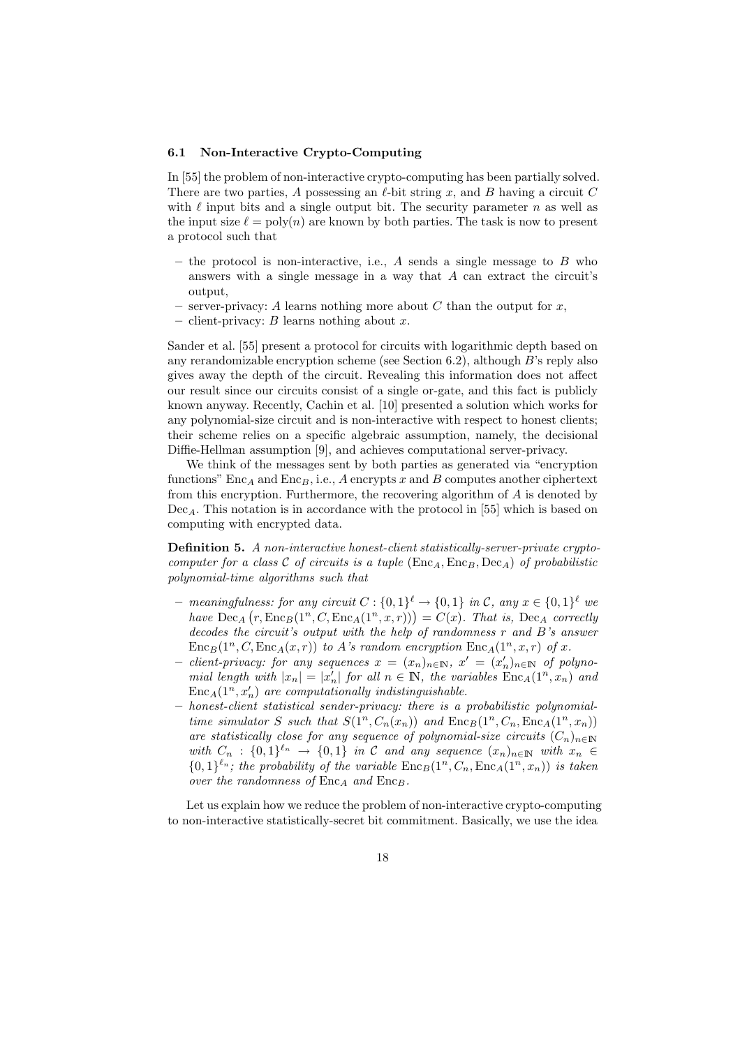### 6.1 Non-Interactive Crypto-Computing

In [55] the problem of non-interactive crypto-computing has been partially solved. There are two parties, $A$ possessing an $\ell$-bit string $x$, and $B$ having a circuit $C$ with $\ell$ input bits and a single output bit. The security parameter $n$ as well as the input size $\ell = \text{poly}(n)$ are known by both parties. The task is now to present a protocol such that

- the protocol is non-interactive, i.e., $A$ sends a single message to $B$ who answers with a single message in a way that $A$ can extract the circuit's output,
- server-privacy: $A$ learns nothing more about $C$ than the output for $x$,
- client-privacy: $B$ learns nothing about $x$.

Sander et al. [55] present a protocol for circuits with logarithmic depth based on any rerandomizable encryption scheme (see Section 6.2), although $B$'s reply also gives away the depth of the circuit. Revealing this information does not affect our result since our circuits consist of a single or-gate, and this fact is publicly known anyway. Recently, Cachin et al. [10] presented a solution which works for any polynomial-size circuit and is non-interactive with respect to honest clients; their scheme relies on a specific algebraic assumption, namely, the decisional Diffie-Hellman assumption [9], and achieves computational server-privacy.

We think of the messages sent by both parties as generated via "encryption functions" $\text{Enc}_A$ and $\text{Enc}_B$, i.e., $A$ encrypts $x$ and $B$ computes another ciphertext from this encryption. Furthermore, the recovering algorithm of $A$ is denoted by $\text{Dec}_A$. This notation is in accordance with the protocol in [55] which is based on computing with encrypted data.

**Definition 5.** *A non-interactive honest-client statistically-server-private crypto-computer for a class $\mathcal{C}$ of circuits is a tuple $(\text{Enc}_A, \text{Enc}_B, \text{Dec}_A)$ of probabilistic polynomial-time algorithms such that*

- *meaningfulness: for any circuit $C : \{0,1\}^\ell \to \{0,1\}$ in $\mathcal{C}$, any $x \in \{0,1\}^\ell$ we have $\text{Dec}_A\left(r, \text{Enc}_B(1^n, C, \text{Enc}_A(1^n, x, r))\right) = C(x)$. That is, $\text{Dec}_A$ correctly decodes the circuit's output with the help of randomness $r$ and $B$'s answer $\text{Enc}_B(1^n, C, \text{Enc}_A(x, r))$ to $A$'s random encryption $\text{Enc}_A(1^n, x, r)$ of $x$.*
- *client-privacy: for any sequences $x = (x_n)_{n\in\mathbb{N}}$, $x' = (x'_n)_{n\in\mathbb{N}}$ of polynomial length with $|x_n| = |x'_n|$ for all $n \in \mathbb{N}$, the variables $\text{Enc}_A(1^n, x_n)$ and $\text{Enc}_A(1^n, x'_n)$ are computationally indistinguishable.*
- *honest-client statistical sender-privacy: there is a probabilistic polynomial-time simulator $S$ such that $S(1^n, C_n(x_n))$ and $\text{Enc}_B(1^n, C_n, \text{Enc}_A(1^n, x_n))$ are statistically close for any sequence of polynomial-size circuits $(C_n)_{n\in\mathbb{N}}$ with $C_n : \{0,1\}^{\ell_n} \to \{0,1\}$ in $\mathcal{C}$ and any sequence $(x_n)_{n\in\mathbb{N}}$ with $x_n \in \{0,1\}^{\ell_n}$; the probability of the variable $\text{Enc}_B(1^n, C_n, \text{Enc}_A(1^n, x_n))$ is taken over the randomness of $\text{Enc}_A$ and $\text{Enc}_B$.*

Let us explain how we reduce the problem of non-interactive crypto-computing to non-interactive statistically-secret bit commitment. Basically, we use the idea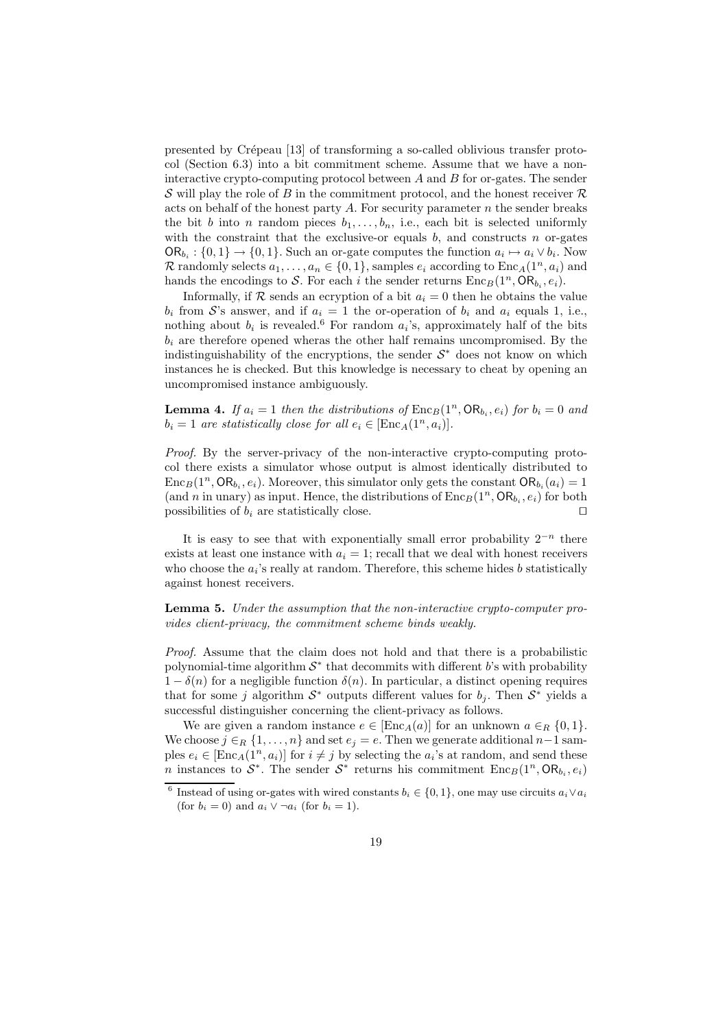presented by Crépeau [13] of transforming a so-called oblivious transfer protocol (Section 6.3) into a bit commitment scheme. Assume that we have a non-interactive crypto-computing protocol between $A$ and $B$ for or-gates. The sender $\mathcal{S}$ will play the role of $B$ in the commitment protocol, and the honest receiver $\mathcal{R}$ acts on behalf of the honest party $A$. For security parameter $n$ the sender breaks the bit $b$ into $n$ random pieces $b_1, \ldots, b_n$, i.e., each bit is selected uniformly with the constraint that the exclusive-or equals $b$, and constructs $n$ or-gates $\mathsf{OR}_{b_i} : \{0,1\} \to \{0,1\}$. Such an or-gate computes the function $a_i \mapsto a_i \vee b_i$. Now $\mathcal{R}$ randomly selects $a_1, \ldots, a_n \in \{0,1\}$, samples $e_i$ according to $\mathrm{Enc}_A(1^n, a_i)$ and hands the encodings to $\mathcal{S}$. For each $i$ the sender returns $\mathrm{Enc}_B(1^n, \mathsf{OR}_{b_i}, e_i)$.

Informally, if $\mathcal{R}$ sends an ecryption of a bit $a_i = 0$ then he obtains the value $b_i$ from $\mathcal{S}$'s answer, and if $a_i = 1$ the or-operation of $b_i$ and $a_i$ equals 1, i.e., nothing about $b_i$ is revealed.[6] For random $a_i$'s, approximately half of the bits $b_i$ are therefore opened wheras the other half remains uncompromised. By the indistinguishability of the encryptions, the sender $\mathcal{S}^*$ does not know on which instances he is checked. But this knowledge is necessary to cheat by opening an uncompromised instance ambiguously.

**Lemma 4.** *If $a_i = 1$ then the distributions of $\mathrm{Enc}_B(1^n, \mathsf{OR}_{b_i}, e_i)$ for $b_i = 0$ and $b_i = 1$ are statistically close for all $e_i \in [\mathrm{Enc}_A(1^n, a_i)]$.*

*Proof.* By the server-privacy of the non-interactive crypto-computing protocol there exists a simulator whose output is almost identically distributed to $\mathrm{Enc}_B(1^n, \mathsf{OR}_{b_i}, e_i)$. Moreover, this simulator only gets the constant $\mathsf{OR}_{b_i}(a_i) = 1$ (and $n$ in unary) as input. Hence, the distributions of $\mathrm{Enc}_B(1^n, \mathsf{OR}_{b_i}, e_i)$ for both possibilities of $b_i$ are statistically close. □

It is easy to see that with exponentially small error probability $2^{-n}$ there exists at least one instance with $a_i = 1$; recall that we deal with honest receivers who choose the $a_i$'s really at random. Therefore, this scheme hides $b$ statistically against honest receivers.

**Lemma 5.** *Under the assumption that the non-interactive crypto-computer provides client-privacy, the commitment scheme binds weakly.*

*Proof.* Assume that the claim does not hold and that there is a probabilistic polynomial-time algorithm $\mathcal{S}^*$ that decommits with different $b$'s with probability $1 - \delta(n)$ for a negligible function $\delta(n)$. In particular, a distinct opening requires that for some $j$ algorithm $\mathcal{S}^*$ outputs different values for $b_j$. Then $\mathcal{S}^*$ yields a successful distinguisher concerning the client-privacy as follows.

We are given a random instance $e \in [\mathrm{Enc}_A(a)]$ for an unknown $a \in_R \{0,1\}$. We choose $j \in_R \{1, \ldots, n\}$ and set $e_j = e$. Then we generate additional $n-1$ samples $e_i \in [\mathrm{Enc}_A(1^n, a_i)]$ for $i \neq j$ by selecting the $a_i$'s at random, and send these $n$ instances to $\mathcal{S}^*$. The sender $\mathcal{S}^*$ returns his commitment $\mathrm{Enc}_B(1^n, \mathsf{OR}_{b_i}, e_i)$

[6] Instead of using or-gates with wired constants $b_i \in \{0,1\}$, one may use circuits $a_i \vee a_i$ (for $b_i = 0$) and $a_i \vee \neg a_i$ (for $b_i = 1$).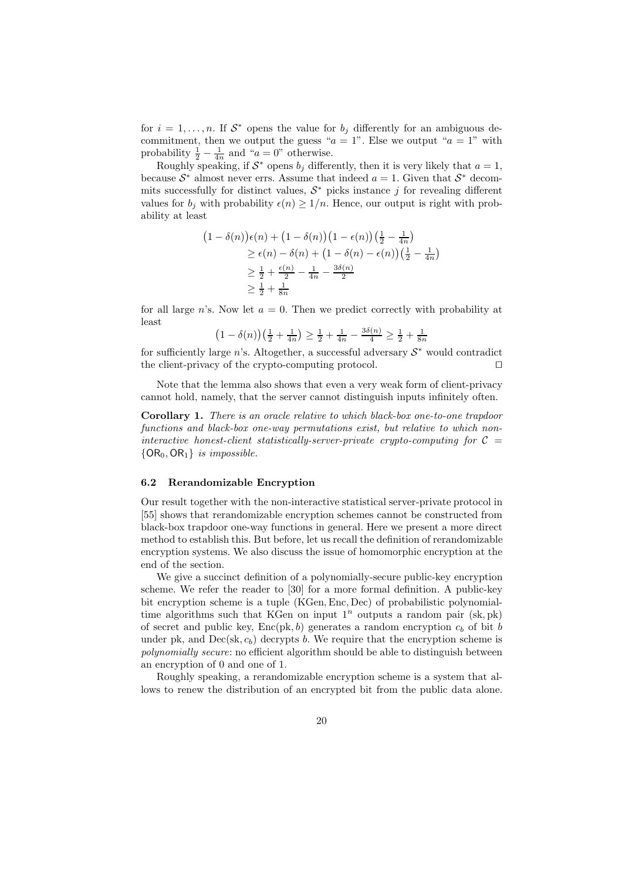for $i = 1, \ldots, n$. If $\mathcal{S}^*$ opens the value for $b_j$ differently for an ambiguous decommitment, then we output the guess "$a = 1$". Else we output "$a = 1$" with probability $\frac{1}{2} - \frac{1}{4n}$ and "$a = 0$" otherwise.

Roughly speaking, if $\mathcal{S}^*$ opens $b_j$ differently, then it is very likely that $a = 1$, because $\mathcal{S}^*$ almost never errs. Assume that indeed $a = 1$. Given that $\mathcal{S}^*$ decommits successfully for distinct values, $\mathcal{S}^*$ picks instance $j$ for revealing different values for $b_j$ with probability $\epsilon(n) \geq 1/n$. Hence, our output is right with probability at least

$$
\begin{aligned}
\big(1-\delta(n)\big)\epsilon(n) &+ \big(1-\delta(n)\big)\big(1-\epsilon(n)\big)\left(\tfrac{1}{2}-\tfrac{1}{4n}\right) \\
&\geq \epsilon(n) - \delta(n) + \big(1-\delta(n)-\epsilon(n)\big)\left(\tfrac{1}{2}-\tfrac{1}{4n}\right) \\
&\geq \tfrac{1}{2} + \tfrac{\epsilon(n)}{2} - \tfrac{1}{4n} - \tfrac{3\delta(n)}{2} \\
&\geq \tfrac{1}{2} + \tfrac{1}{8n}
\end{aligned}
$$

for all large $n$'s. Now let $a = 0$. Then we predict correctly with probability at least

$$
\big(1-\delta(n)\big)\left(\tfrac{1}{2}+\tfrac{1}{4n}\right) \geq \tfrac{1}{2} + \tfrac{1}{4n} - \tfrac{3\delta(n)}{4} \geq \tfrac{1}{2} + \tfrac{1}{8n}
$$

for sufficiently large $n$'s. Altogether, a successful adversary $\mathcal{S}^*$ would contradict the client-privacy of the crypto-computing protocol. ⊓⊔

Note that the lemma also shows that even a very weak form of client-privacy cannot hold, namely, that the server cannot distinguish inputs infinitely often.

**Corollary 1.** *There is an oracle relative to which black-box one-to-one trapdoor functions and black-box one-way permutations exist, but relative to which non-interactive honest-client statistically-server-private crypto-computing for $\mathcal{C} = \{\mathsf{OR}_0, \mathsf{OR}_1\}$ is impossible.*

### 6.2 Rerandomizable Encryption

Our result together with the non-interactive statistical server-private protocol in [55] shows that rerandomizable encryption schemes cannot be constructed from black-box trapdoor one-way functions in general. Here we present a more direct method to establish this. But before, let us recall the definition of rerandomizable encryption systems. We also discuss the issue of homomorphic encryption at the end of the section.

We give a succinct definition of a polynomially-secure public-key encryption scheme. We refer the reader to [30] for a more formal definition. A public-key bit encryption scheme is a tuple $(\mathrm{KGen}, \mathrm{Enc}, \mathrm{Dec})$ of probabilistic polynomial-time algorithms such that KGen on input $1^n$ outputs a random pair $(\mathrm{sk}, \mathrm{pk})$ of secret and public key, $\mathrm{Enc}(\mathrm{pk}, b)$ generates a random encryption $c_b$ of bit $b$ under pk, and $\mathrm{Dec}(\mathrm{sk}, c_b)$ decrypts $b$. We require that the encryption scheme is *polynomially secure*: no efficient algorithm should be able to distinguish between an encryption of 0 and one of 1.

Roughly speaking, a rerandomizable encryption scheme is a system that allows to renew the distribution of an encrypted bit from the public data alone.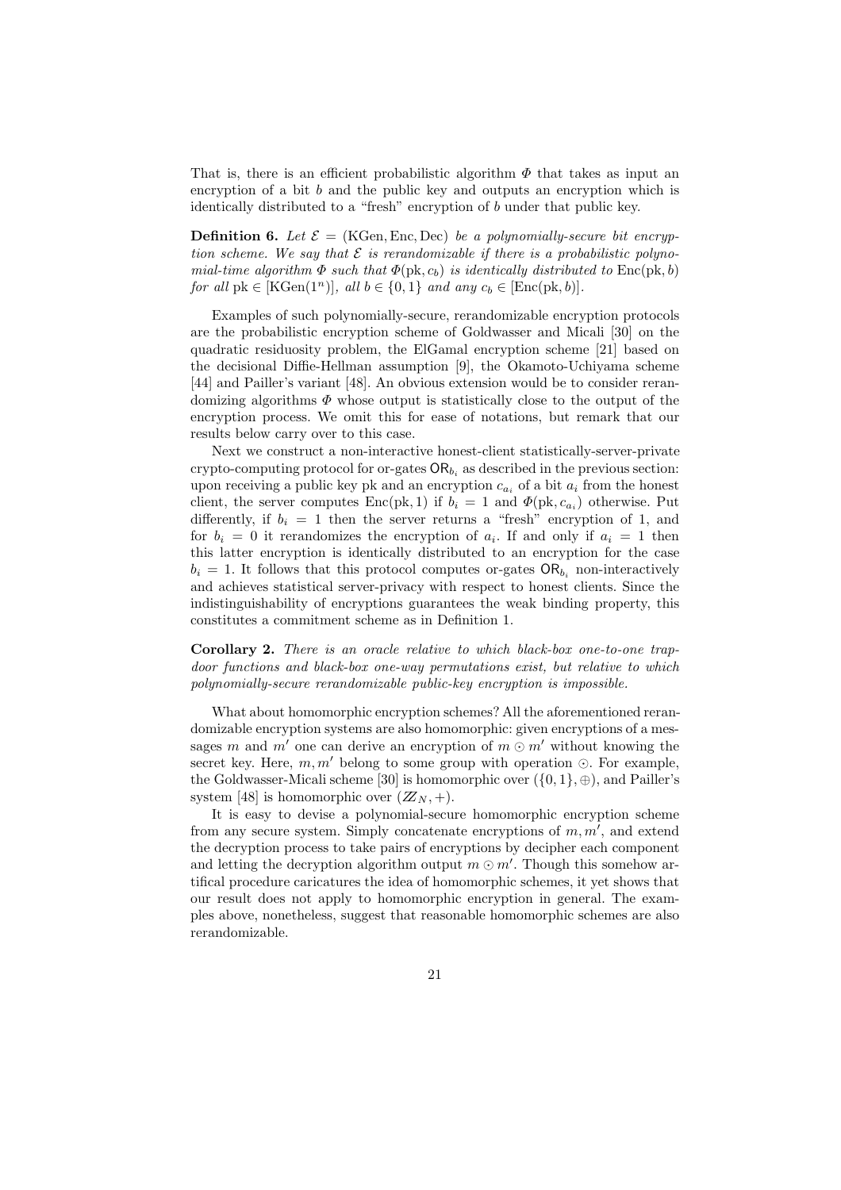That is, there is an efficient probabilistic algorithm $\Phi$ that takes as input an encryption of a bit $b$ and the public key and outputs an encryption which is identically distributed to a "fresh" encryption of $b$ under that public key.

**Definition 6.** *Let $\mathcal{E} = (\mathrm{KGen}, \mathrm{Enc}, \mathrm{Dec})$ be a polynomially-secure bit encryption scheme. We say that $\mathcal{E}$ is rerandomizable if there is a probabilistic polynomial-time algorithm $\Phi$ such that $\Phi(\mathrm{pk}, c_b)$ is identically distributed to $\mathrm{Enc}(\mathrm{pk}, b)$ for all $\mathrm{pk} \in [\mathrm{KGen}(1^n)]$, all $b \in \{0, 1\}$ and any $c_b \in [\mathrm{Enc}(\mathrm{pk}, b)]$.*

Examples of such polynomially-secure, rerandomizable encryption protocols are the probabilistic encryption scheme of Goldwasser and Micali [30] on the quadratic residuosity problem, the ElGamal encryption scheme [21] based on the decisional Diffie-Hellman assumption [9], the Okamoto-Uchiyama scheme [44] and Pailler's variant [48]. An obvious extension would be to consider rerandomizing algorithms $\Phi$ whose output is statistically close to the output of the encryption process. We omit this for ease of notations, but remark that our results below carry over to this case.

Next we construct a non-interactive honest-client statistically-server-private crypto-computing protocol for or-gates $\mathsf{OR}_{b_i}$ as described in the previous section: upon receiving a public key pk and an encryption $c_{a_i}$ of a bit $a_i$ from the honest client, the server computes $\mathrm{Enc}(\mathrm{pk}, 1)$ if $b_i = 1$ and $\Phi(\mathrm{pk}, c_{a_i})$ otherwise. Put differently, if $b_i = 1$ then the server returns a "fresh" encryption of 1, and for $b_i = 0$ it rerandomizes the encryption of $a_i$. If and only if $a_i = 1$ then this latter encryption is identically distributed to an encryption for the case $b_i = 1$. It follows that this protocol computes or-gates $\mathsf{OR}_{b_i}$ non-interactively and achieves statistical server-privacy with respect to honest clients. Since the indistinguishability of encryptions guarantees the weak binding property, this constitutes a commitment scheme as in Definition 1.

**Corollary 2.** *There is an oracle relative to which black-box one-to-one trapdoor functions and black-box one-way permutations exist, but relative to which polynomially-secure rerandomizable public-key encryption is impossible.*

What about homomorphic encryption schemes? All the aforementioned rerandomizable encryption systems are also homomorphic: given encryptions of a messages $m$ and $m'$ one can derive an encryption of $m \odot m'$ without knowing the secret key. Here, $m, m'$ belong to some group with operation $\odot$. For example, the Goldwasser-Micali scheme [30] is homomorphic over $(\{0, 1\}, \oplus)$, and Pailler's system [48] is homomorphic over $(\mathbb{Z}_N, +)$.

It is easy to devise a polynomial-secure homomorphic encryption scheme from any secure system. Simply concatenate encryptions of $m, m'$, and extend the decryption process to take pairs of encryptions by decipher each component and letting the decryption algorithm output $m \odot m'$. Though this somehow artifical procedure caricatures the idea of homomorphic schemes, it yet shows that our result does not apply to homomorphic encryption in general. The examples above, nonetheless, suggest that reasonable homomorphic schemes are also rerandomizable.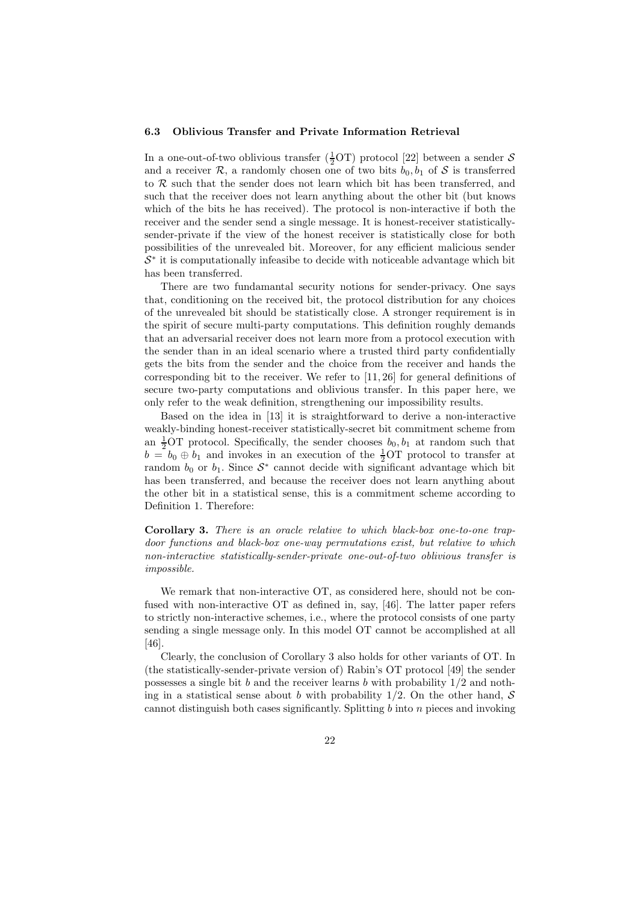### 6.3 Oblivious Transfer and Private Information Retrieval

In a one-out-of-two oblivious transfer ($\frac{1}{2}$OT) protocol [22] between a sender $\mathcal{S}$ and a receiver $\mathcal{R}$, a randomly chosen one of two bits $b_0, b_1$ of $\mathcal{S}$ is transferred to $\mathcal{R}$ such that the sender does not learn which bit has been transferred, and such that the receiver does not learn anything about the other bit (but knows which of the bits he has received). The protocol is non-interactive if both the receiver and the sender send a single message. It is honest-receiver statistically-sender-private if the view of the honest receiver is statistically close for both possibilities of the unrevealed bit. Moreover, for any efficient malicious sender $\mathcal{S}^*$ it is computationally infeasibe to decide with noticeable advantage which bit has been transferred.

There are two fundamantal security notions for sender-privacy. One says that, conditioning on the received bit, the protocol distribution for any choices of the unrevealed bit should be statistically close. A stronger requirement is in the spirit of secure multi-party computations. This definition roughly demands that an adversarial receiver does not learn more from a protocol execution with the sender than in an ideal scenario where a trusted third party confidentially gets the bits from the sender and the choice from the receiver and hands the corresponding bit to the receiver. We refer to [11, 26] for general definitions of secure two-party computations and oblivious transfer. In this paper here, we only refer to the weak definition, strengthening our impossibility results.

Based on the idea in [13] it is straightforward to derive a non-interactive weakly-binding honest-receiver statistically-secret bit commitment scheme from an $\frac{1}{2}$OT protocol. Specifically, the sender chooses $b_0, b_1$ at random such that $b = b_0 \oplus b_1$ and invokes in an execution of the $\frac{1}{2}$OT protocol to transfer at random $b_0$ or $b_1$. Since $\mathcal{S}^*$ cannot decide with significant advantage which bit has been transferred, and because the receiver does not learn anything about the other bit in a statistical sense, this is a commitment scheme according to Definition 1. Therefore:

**Corollary 3.** *There is an oracle relative to which black-box one-to-one trapdoor functions and black-box one-way permutations exist, but relative to which non-interactive statistically-sender-private one-out-of-two oblivious transfer is impossible.*

We remark that non-interactive OT, as considered here, should not be confused with non-interactive OT as defined in, say, [46]. The latter paper refers to strictly non-interactive schemes, i.e., where the protocol consists of one party sending a single message only. In this model OT cannot be accomplished at all [46].

Clearly, the conclusion of Corollary 3 also holds for other variants of OT. In (the statistically-sender-private version of) Rabin's OT protocol [49] the sender possesses a single bit $b$ and the receiver learns $b$ with probability $1/2$ and nothing in a statistical sense about $b$ with probability $1/2$. On the other hand, $\mathcal{S}$ cannot distinguish both cases significantly. Splitting $b$ into $n$ pieces and invoking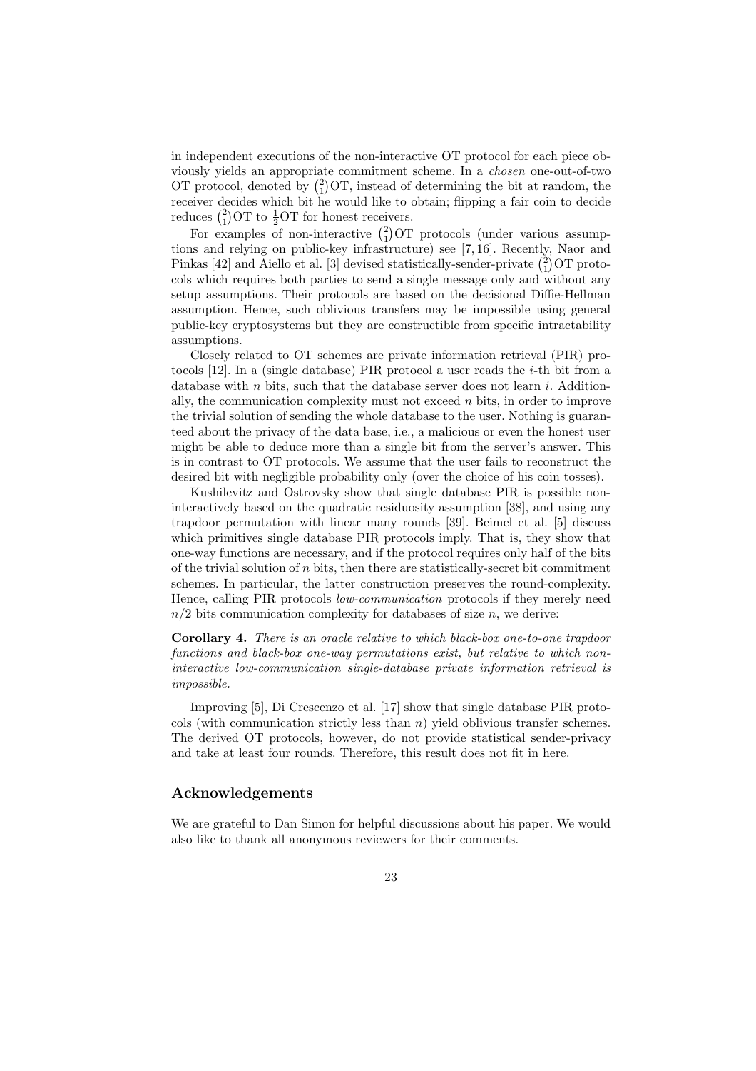in independent executions of the non-interactive OT protocol for each piece obviously yields an appropriate commitment scheme. In a *chosen* one-out-of-two OT protocol, denoted by $\binom{2}{1}$OT, instead of determining the bit at random, the receiver decides which bit he would like to obtain; flipping a fair coin to decide reduces $\binom{2}{1}$OT to $\frac{1}{2}$OT for honest receivers.

For examples of non-interactive $\binom{2}{1}$OT protocols (under various assumptions and relying on public-key infrastructure) see [7, 16]. Recently, Naor and Pinkas [42] and Aiello et al. [3] devised statistically-sender-private $\binom{2}{1}$OT protocols which requires both parties to send a single message only and without any setup assumptions. Their protocols are based on the decisional Diffie-Hellman assumption. Hence, such oblivious transfers may be impossible using general public-key cryptosystems but they are constructible from specific intractability assumptions.

Closely related to OT schemes are private information retrieval (PIR) protocols [12]. In a (single database) PIR protocol a user reads the $i$-th bit from a database with $n$ bits, such that the database server does not learn $i$. Additionally, the communication complexity must not exceed $n$ bits, in order to improve the trivial solution of sending the whole database to the user. Nothing is guaranteed about the privacy of the data base, i.e., a malicious or even the honest user might be able to deduce more than a single bit from the server's answer. This is in contrast to OT protocols. We assume that the user fails to reconstruct the desired bit with negligible probability only (over the choice of his coin tosses).

Kushilevitz and Ostrovsky show that single database PIR is possible non-interactively based on the quadratic residuosity assumption [38], and using any trapdoor permutation with linear many rounds [39]. Beimel et al. [5] discuss which primitives single database PIR protocols imply. That is, they show that one-way functions are necessary, and if the protocol requires only half of the bits of the trivial solution of $n$ bits, then there are statistically-secret bit commitment schemes. In particular, the latter construction preserves the round-complexity. Hence, calling PIR protocols *low-communication* protocols if they merely need $n/2$ bits communication complexity for databases of size $n$, we derive:

**Corollary 4.** *There is an oracle relative to which black-box one-to-one trapdoor functions and black-box one-way permutations exist, but relative to which non-interactive low-communication single-database private information retrieval is impossible.*

Improving [5], Di Crescenzo et al. [17] show that single database PIR protocols (with communication strictly less than $n$) yield oblivious transfer schemes. The derived OT protocols, however, do not provide statistical sender-privacy and take at least four rounds. Therefore, this result does not fit in here.

## Acknowledgements

We are grateful to Dan Simon for helpful discussions about his paper. We would also like to thank all anonymous reviewers for their comments.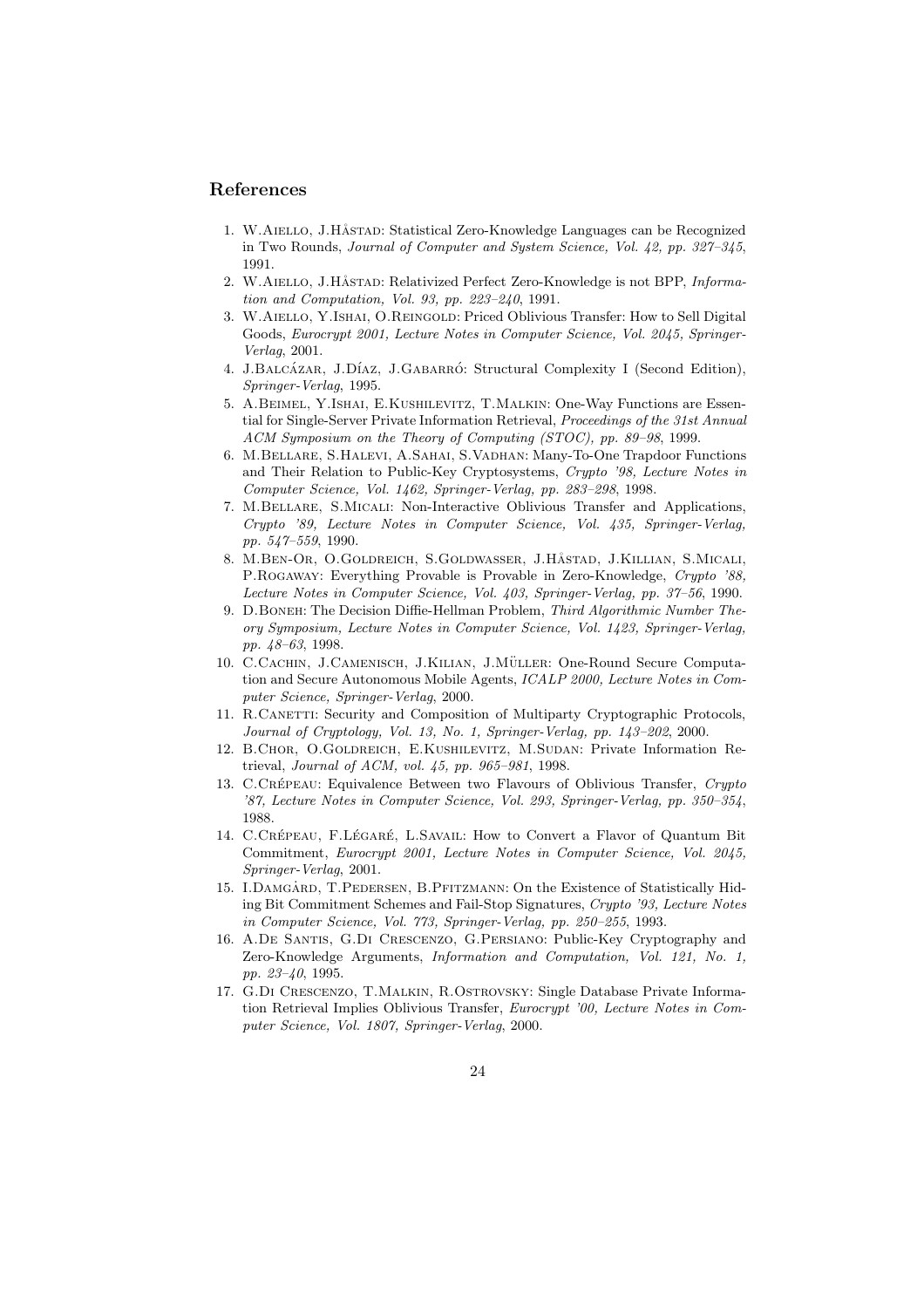## References

1. W.Aiello, J.Håstad: Statistical Zero-Knowledge Languages can be Recognized in Two Rounds, *Journal of Computer and System Science, Vol. 42, pp. 327–345*, 1991.
2. W.Aiello, J.Håstad: Relativized Perfect Zero-Knowledge is not BPP, *Information and Computation, Vol. 93, pp. 223–240*, 1991.
3. W.Aiello, Y.Ishai, O.Reingold: Priced Oblivious Transfer: How to Sell Digital Goods, *Eurocrypt 2001, Lecture Notes in Computer Science, Vol. 2045, Springer-Verlag*, 2001.
4. J.Balcázar, J.Díaz, J.Gabarró: Structural Complexity I (Second Edition), *Springer-Verlag*, 1995.
5. A.Beimel, Y.Ishai, E.Kushilevitz, T.Malkin: One-Way Functions are Essential for Single-Server Private Information Retrieval, *Proceedings of the 31st Annual ACM Symposium on the Theory of Computing (STOC), pp. 89–98*, 1999.
6. M.Bellare, S.Halevi, A.Sahai, S.Vadhan: Many-To-One Trapdoor Functions and Their Relation to Public-Key Cryptosystems, *Crypto '98, Lecture Notes in Computer Science, Vol. 1462, Springer-Verlag, pp. 283–298*, 1998.
7. M.Bellare, S.Micali: Non-Interactive Oblivious Transfer and Applications, *Crypto '89, Lecture Notes in Computer Science, Vol. 435, Springer-Verlag, pp. 547–559*, 1990.
8. M.Ben-Or, O.Goldreich, S.Goldwasser, J.Håstad, J.Killian, S.Micali, P.Rogaway: Everything Provable is Provable in Zero-Knowledge, *Crypto '88, Lecture Notes in Computer Science, Vol. 403, Springer-Verlag, pp. 37–56*, 1990.
9. D.Boneh: The Decision Diffie-Hellman Problem, *Third Algorithmic Number Theory Symposium, Lecture Notes in Computer Science, Vol. 1423, Springer-Verlag, pp. 48–63*, 1998.
10. C.Cachin, J.Camenisch, J.Kilian, J.Müller: One-Round Secure Computation and Secure Autonomous Mobile Agents, *ICALP 2000, Lecture Notes in Computer Science, Springer-Verlag*, 2000.
11. R.Canetti: Security and Composition of Multiparty Cryptographic Protocols, *Journal of Cryptology, Vol. 13, No. 1, Springer-Verlag, pp. 143–202*, 2000.
12. B.Chor, O.Goldreich, E.Kushilevitz, M.Sudan: Private Information Retrieval, *Journal of ACM, vol. 45, pp. 965–981*, 1998.
13. C.Crépeau: Equivalence Between two Flavours of Oblivious Transfer, *Crypto '87, Lecture Notes in Computer Science, Vol. 293, Springer-Verlag, pp. 350–354*, 1988.
14. C.Crépeau, F.Légaré, L.Savail: How to Convert a Flavor of Quantum Bit Commitment, *Eurocrypt 2001, Lecture Notes in Computer Science, Vol. 2045, Springer-Verlag*, 2001.
15. I.Damgàrd, T.Pedersen, B.Pfitzmann: On the Existence of Statistically Hiding Bit Commitment Schemes and Fail-Stop Signatures, *Crypto '93, Lecture Notes in Computer Science, Vol. 773, Springer-Verlag, pp. 250–255*, 1993.
16. A.De Santis, G.Di Crescenzo, G.Persiano: Public-Key Cryptography and Zero-Knowledge Arguments, *Information and Computation, Vol. 121, No. 1, pp. 23–40*, 1995.
17. G.Di Crescenzo, T.Malkin, R.Ostrovsky: Single Database Private Information Retrieval Implies Oblivious Transfer, *Eurocrypt '00, Lecture Notes in Computer Science, Vol. 1807, Springer-Verlag*, 2000.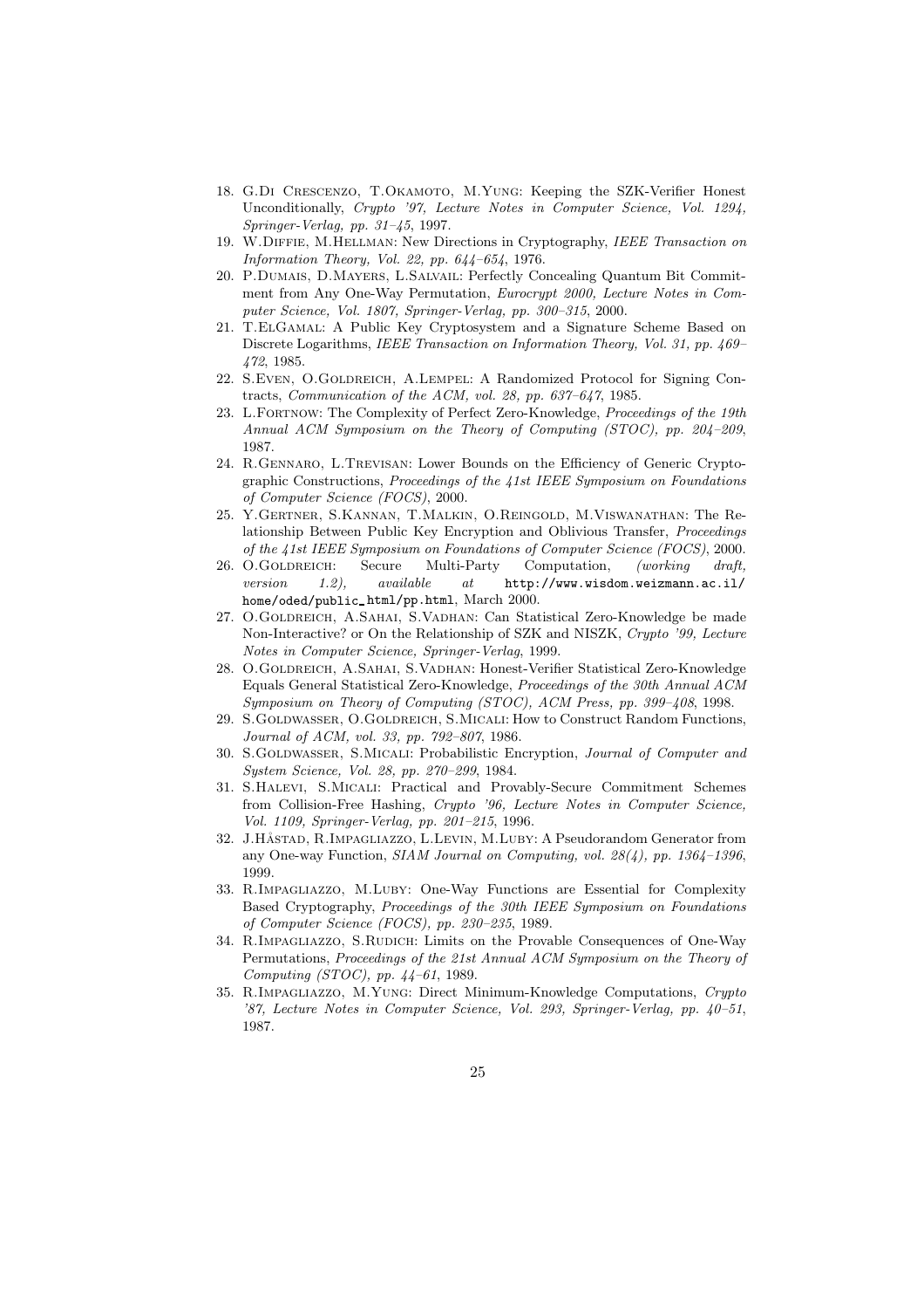18. G.Di Crescenzo, T.Okamoto, M.Yung: Keeping the SZK-Verifier Honest Unconditionally, *Crypto '97, Lecture Notes in Computer Science, Vol. 1294, Springer-Verlag, pp. 31–45*, 1997.
19. W.Diffie, M.Hellman: New Directions in Cryptography, *IEEE Transaction on Information Theory, Vol. 22, pp. 644–654*, 1976.
20. P.Dumais, D.Mayers, L.Salvail: Perfectly Concealing Quantum Bit Commitment from Any One-Way Permutation, *Eurocrypt 2000, Lecture Notes in Computer Science, Vol. 1807, Springer-Verlag, pp. 300–315*, 2000.
21. T.ElGamal: A Public Key Cryptosystem and a Signature Scheme Based on Discrete Logarithms, *IEEE Transaction on Information Theory, Vol. 31, pp. 469–472*, 1985.
22. S.Even, O.Goldreich, A.Lempel: A Randomized Protocol for Signing Contracts, *Communication of the ACM, vol. 28, pp. 637–647*, 1985.
23. L.Fortnow: The Complexity of Perfect Zero-Knowledge, *Proceedings of the 19th Annual ACM Symposium on the Theory of Computing (STOC), pp. 204–209*, 1987.
24. R.Gennaro, L.Trevisan: Lower Bounds on the Efficiency of Generic Cryptographic Constructions, *Proceedings of the 41st IEEE Symposium on Foundations of Computer Science (FOCS)*, 2000.
25. Y.Gertner, S.Kannan, T.Malkin, O.Reingold, M.Viswanathan: The Relationship Between Public Key Encryption and Oblivious Transfer, *Proceedings of the 41st IEEE Symposium on Foundations of Computer Science (FOCS)*, 2000.
26. O.Goldreich: Secure Multi-Party Computation, *(working draft, version 1.2), available at* `http://www.wisdom.weizmann.ac.il/home/oded/public_html/pp.html`, March 2000.
27. O.Goldreich, A.Sahai, S.Vadhan: Can Statistical Zero-Knowledge be made Non-Interactive? or On the Relationship of SZK and NISZK, *Crypto '99, Lecture Notes in Computer Science, Springer-Verlag*, 1999.
28. O.Goldreich, A.Sahai, S.Vadhan: Honest-Verifier Statistical Zero-Knowledge Equals General Statistical Zero-Knowledge, *Proceedings of the 30th Annual ACM Symposium on Theory of Computing (STOC), ACM Press, pp. 399–408*, 1998.
29. S.Goldwasser, O.Goldreich, S.Micali: How to Construct Random Functions, *Journal of ACM, vol. 33, pp. 792–807*, 1986.
30. S.Goldwasser, S.Micali: Probabilistic Encryption, *Journal of Computer and System Science, Vol. 28, pp. 270–299*, 1984.
31. S.Halevi, S.Micali: Practical and Provably-Secure Commitment Schemes from Collision-Free Hashing, *Crypto '96, Lecture Notes in Computer Science, Vol. 1109, Springer-Verlag, pp. 201–215*, 1996.
32. J.Håstad, R.Impagliazzo, L.Levin, M.Luby: A Pseudorandom Generator from any One-way Function, *SIAM Journal on Computing, vol. 28(4), pp. 1364–1396*, 1999.
33. R.Impagliazzo, M.Luby: One-Way Functions are Essential for Complexity Based Cryptography, *Proceedings of the 30th IEEE Symposium on Foundations of Computer Science (FOCS), pp. 230–235*, 1989.
34. R.Impagliazzo, S.Rudich: Limits on the Provable Consequences of One-Way Permutations, *Proceedings of the 21st Annual ACM Symposium on the Theory of Computing (STOC), pp. 44–61*, 1989.
35. R.Impagliazzo, M.Yung: Direct Minimum-Knowledge Computations, *Crypto '87, Lecture Notes in Computer Science, Vol. 293, Springer-Verlag, pp. 40–51*, 1987.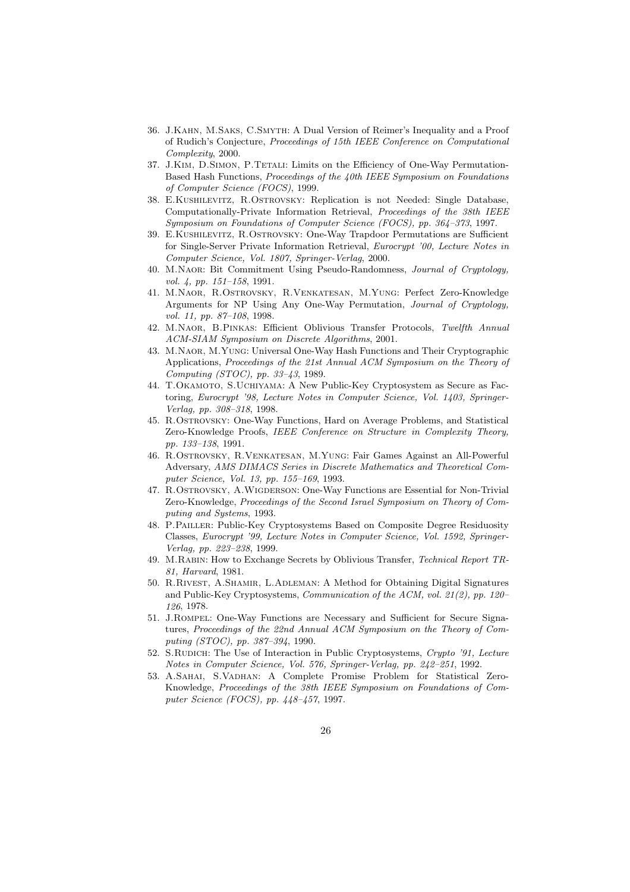36. J.Kahn, M.Saks, C.Smyth: A Dual Version of Reimer's Inequality and a Proof of Rudich's Conjecture, *Proceedings of 15th IEEE Conference on Computational Complexity*, 2000.
37. J.Kim, D.Simon, P.Tetali: Limits on the Efficiency of One-Way Permutation-Based Hash Functions, *Proceedings of the 40th IEEE Symposium on Foundations of Computer Science (FOCS)*, 1999.
38. E.Kushilevitz, R.Ostrovsky: Replication is not Needed: Single Database, Computationally-Private Information Retrieval, *Proceedings of the 38th IEEE Symposium on Foundations of Computer Science (FOCS), pp. 364–373*, 1997.
39. E.Kushilevitz, R.Ostrovsky: One-Way Trapdoor Permutations are Sufficient for Single-Server Private Information Retrieval, *Eurocrypt '00, Lecture Notes in Computer Science, Vol. 1807, Springer-Verlag*, 2000.
40. M.Naor: Bit Commitment Using Pseudo-Randomness, *Journal of Cryptology, vol. 4, pp. 151–158*, 1991.
41. M.Naor, R.Ostrovsky, R.Venkatesan, M.Yung: Perfect Zero-Knowledge Arguments for NP Using Any One-Way Permutation, *Journal of Cryptology, vol. 11, pp. 87–108*, 1998.
42. M.Naor, B.Pinkas: Efficient Oblivious Transfer Protocols, *Twelfth Annual ACM-SIAM Symposium on Discrete Algorithms*, 2001.
43. M.Naor, M.Yung: Universal One-Way Hash Functions and Their Cryptographic Applications, *Proceedings of the 21st Annual ACM Symposium on the Theory of Computing (STOC), pp. 33–43*, 1989.
44. T.Okamoto, S.Uchiyama: A New Public-Key Cryptosystem as Secure as Factoring, *Eurocrypt '98, Lecture Notes in Computer Science, Vol. 1403, Springer-Verlag, pp. 308–318*, 1998.
45. R.Ostrovsky: One-Way Functions, Hard on Average Problems, and Statistical Zero-Knowledge Proofs, *IEEE Conference on Structure in Complexity Theory, pp. 133–138*, 1991.
46. R.Ostrovsky, R.Venkatesan, M.Yung: Fair Games Against an All-Powerful Adversary, *AMS DIMACS Series in Discrete Mathematics and Theoretical Computer Science, Vol. 13, pp. 155–169*, 1993.
47. R.Ostrovsky, A.Wigderson: One-Way Functions are Essential for Non-Trivial Zero-Knowledge, *Proceedings of the Second Israel Symposium on Theory of Computing and Systems*, 1993.
48. P.Pailler: Public-Key Cryptosystems Based on Composite Degree Residuosity Classes, *Eurocrypt '99, Lecture Notes in Computer Science, Vol. 1592, Springer-Verlag, pp. 223–238*, 1999.
49. M.Rabin: How to Exchange Secrets by Oblivious Transfer, *Technical Report TR-81, Harvard*, 1981.
50. R.Rivest, A.Shamir, L.Adleman: A Method for Obtaining Digital Signatures and Public-Key Cryptosystems, *Communication of the ACM, vol. 21(2), pp. 120–126*, 1978.
51. J.Rompel: One-Way Functions are Necessary and Sufficient for Secure Signatures, *Proceedings of the 22nd Annual ACM Symposium on the Theory of Computing (STOC), pp. 387–394*, 1990.
52. S.Rudich: The Use of Interaction in Public Cryptosystems, *Crypto '91, Lecture Notes in Computer Science, Vol. 576, Springer-Verlag, pp. 242–251*, 1992.
53. A.Sahai, S.Vadhan: A Complete Promise Problem for Statistical Zero-Knowledge, *Proceedings of the 38th IEEE Symposium on Foundations of Computer Science (FOCS), pp. 448–457*, 1997.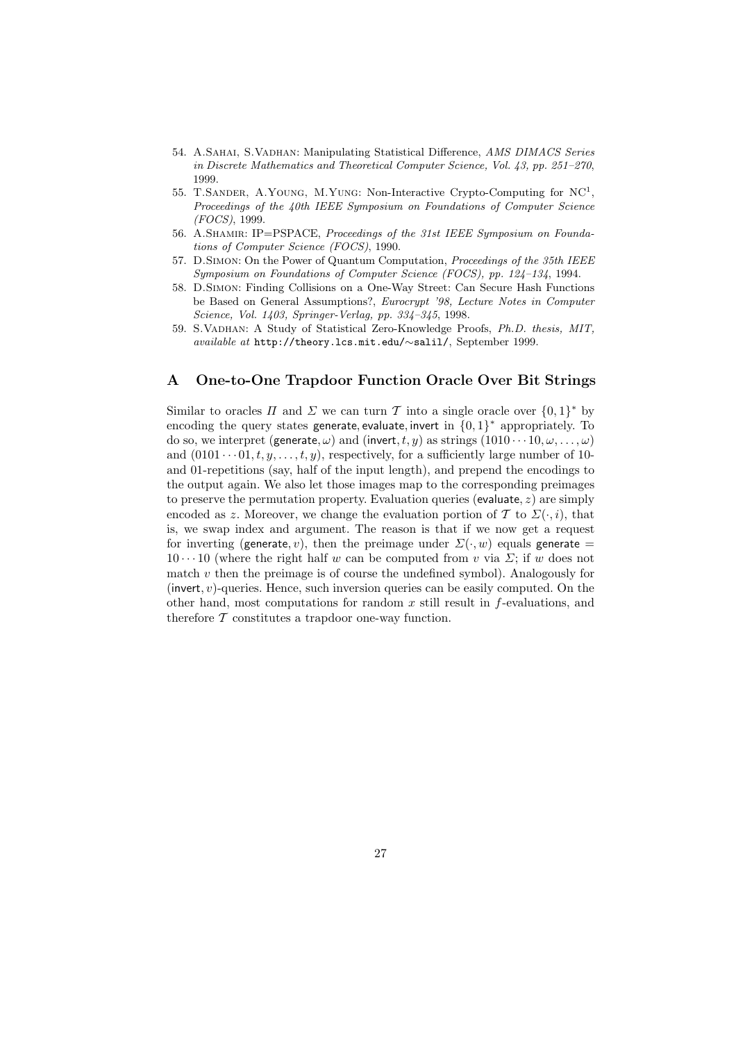54. A.Sahai, S.Vadhan: Manipulating Statistical Difference, *AMS DIMACS Series in Discrete Mathematics and Theoretical Computer Science, Vol. 43, pp. 251–270*, 1999.
55. T.Sander, A.Young, M.Yung: Non-Interactive Crypto-Computing for $\mathrm{NC}^1$, *Proceedings of the 40th IEEE Symposium on Foundations of Computer Science (FOCS)*, 1999.
56. A.Shamir: IP=PSPACE, *Proceedings of the 31st IEEE Symposium on Foundations of Computer Science (FOCS)*, 1990.
57. D.Simon: On the Power of Quantum Computation, *Proceedings of the 35th IEEE Symposium on Foundations of Computer Science (FOCS), pp. 124–134*, 1994.
58. D.Simon: Finding Collisions on a One-Way Street: Can Secure Hash Functions be Based on General Assumptions?, *Eurocrypt '98, Lecture Notes in Computer Science, Vol. 1403, Springer-Verlag, pp. 334–345*, 1998.
59. S.Vadhan: A Study of Statistical Zero-Knowledge Proofs, *Ph.D. thesis, MIT, available at* `http://theory.lcs.mit.edu/~salil/`, September 1999.

## A One-to-One Trapdoor Function Oracle Over Bit Strings

Similar to oracles $\Pi$ and $\Sigma$ we can turn $\mathcal{T}$ into a single oracle over $\{0,1\}^*$ by encoding the query states generate, evaluate, invert in $\{0,1\}^*$ appropriately. To do so, we interpret (generate, $\omega$) and (invert, $t, y$) as strings $(1010\cdots 10, \omega, \ldots, \omega)$ and $(0101\cdots 01, t, y, \ldots, t, y)$, respectively, for a sufficiently large number of 10- and 01-repetitions (say, half of the input length), and prepend the encodings to the output again. We also let those images map to the corresponding preimages to preserve the permutation property. Evaluation queries (evaluate, $z$) are simply encoded as $z$. Moreover, we change the evaluation portion of $\mathcal{T}$ to $\Sigma(\cdot, i)$, that is, we swap index and argument. The reason is that if we now get a request for inverting (generate, $v$), then the preimage under $\Sigma(\cdot, w)$ equals generate $= 10\cdots 10$ (where the right half $w$ can be computed from $v$ via $\Sigma$; if $w$ does not match $v$ then the preimage is of course the undefined symbol). Analogously for (invert, $v$)-queries. Hence, such inversion queries can be easily computed. On the other hand, most computations for random $x$ still result in $f$-evaluations, and therefore $\mathcal{T}$ constitutes a trapdoor one-way function.